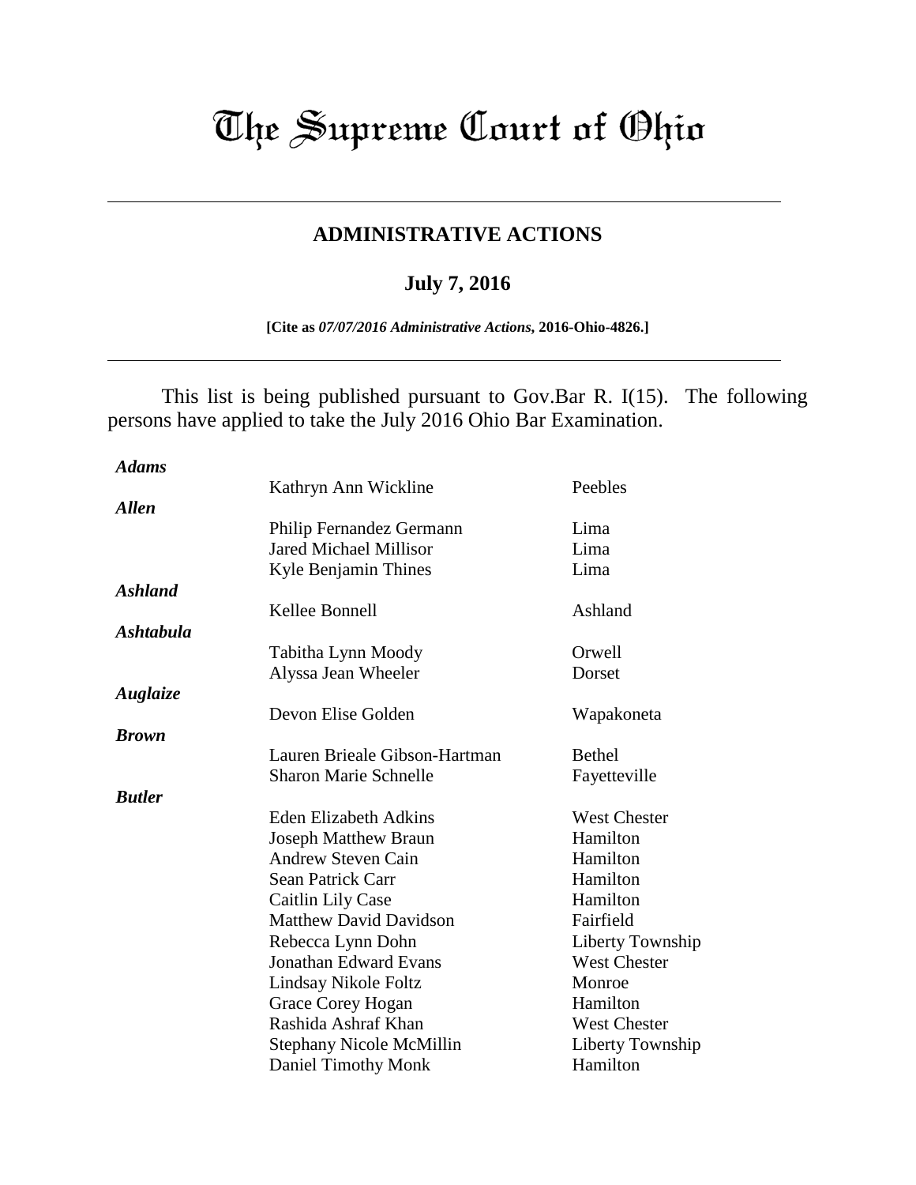# The Supreme Court of Ohio

## ADMINISTRATIVE ACTIONS

### July 7, 2016

**[Cite as *07/07/2016 Administrative Actions*, 2016-Ohio-4826.]**

This list is being published pursuant to Gov.Bar R. I(15). The following persons have applied to take the July 2016 Ohio Bar Examination.

***Adams***

| | | |
|---|---|---|
| | Kathryn Ann Wickline | Peebles |

***Allen***

| | | |
|---|---|---|
| | Philip Fernandez Germann | Lima |
| | Jared Michael Millisor | Lima |
| | Kyle Benjamin Thines | Lima |

***Ashland***

| | | |
|---|---|---|
| | Kellee Bonnell | Ashland |

***Ashtabula***

| | | |
|---|---|---|
| | Tabitha Lynn Moody | Orwell |
| | Alyssa Jean Wheeler | Dorset |

***Auglaize***

| | | |
|---|---|---|
| | Devon Elise Golden | Wapakoneta |

***Brown***

| | | |
|---|---|---|
| | Lauren Brieale Gibson-Hartman | Bethel |
| | Sharon Marie Schnelle | Fayetteville |

***Butler***

| | | |
|---|---|---|
| | Eden Elizabeth Adkins | West Chester |
| | Joseph Matthew Braun | Hamilton |
| | Andrew Steven Cain | Hamilton |
| | Sean Patrick Carr | Hamilton |
| | Caitlin Lily Case | Hamilton |
| | Matthew David Davidson | Fairfield |
| | Rebecca Lynn Dohn | Liberty Township |
| | Jonathan Edward Evans | West Chester |
| | Lindsay Nikole Foltz | Monroe |
| | Grace Corey Hogan | Hamilton |
| | Rashida Ashraf Khan | West Chester |
| | Stephany Nicole McMillin | Liberty Township |
| | Daniel Timothy Monk | Hamilton |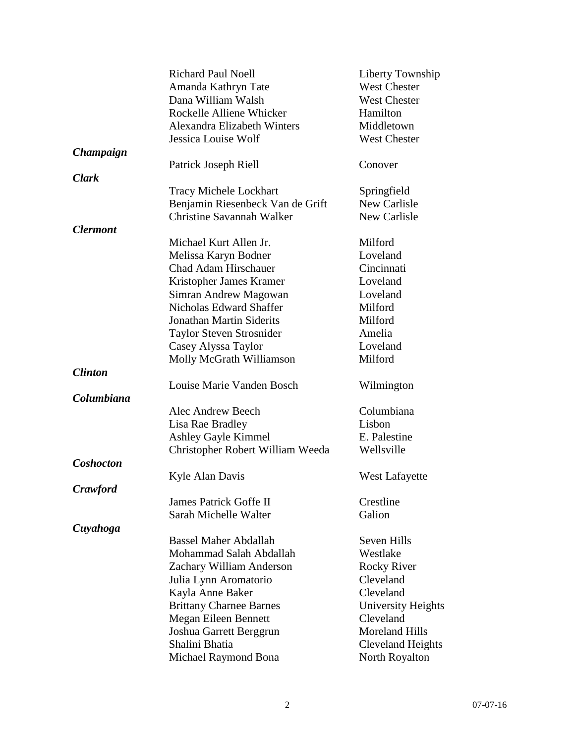| | | |
|---|---|---|
| | Richard Paul Noell | Liberty Township |
| | Amanda Kathryn Tate | West Chester |
| | Dana William Walsh | West Chester |
| | Rockelle Alliene Whicker | Hamilton |
| | Alexandra Elizabeth Winters | Middletown |
| | Jessica Louise Wolf | West Chester |
| ***Champaign*** | | |
| | Patrick Joseph Riell | Conover |
| ***Clark*** | | |
| | Tracy Michele Lockhart | Springfield |
| | Benjamin Riesenbeck Van de Grift | New Carlisle |
| | Christine Savannah Walker | New Carlisle |
| ***Clermont*** | | |
| | Michael Kurt Allen Jr. | Milford |
| | Melissa Karyn Bodner | Loveland |
| | Chad Adam Hirschauer | Cincinnati |
| | Kristopher James Kramer | Loveland |
| | Simran Andrew Magowan | Loveland |
| | Nicholas Edward Shaffer | Milford |
| | Jonathan Martin Siderits | Milford |
| | Taylor Steven Strosnider | Amelia |
| | Casey Alyssa Taylor | Loveland |
| | Molly McGrath Williamson | Milford |
| ***Clinton*** | | |
| | Louise Marie Vanden Bosch | Wilmington |
| ***Columbiana*** | | |
| | Alec Andrew Beech | Columbiana |
| | Lisa Rae Bradley | Lisbon |
| | Ashley Gayle Kimmel | E. Palestine |
| | Christopher Robert William Weeda | Wellsville |
| ***Coshocton*** | | |
| | Kyle Alan Davis | West Lafayette |
| ***Crawford*** | | |
| | James Patrick Goffe II | Crestline |
| | Sarah Michelle Walter | Galion |
| ***Cuyahoga*** | | |
| | Bassel Maher Abdallah | Seven Hills |
| | Mohammad Salah Abdallah | Westlake |
| | Zachary William Anderson | Rocky River |
| | Julia Lynn Aromatorio | Cleveland |
| | Kayla Anne Baker | Cleveland |
| | Brittany Charnee Barnes | University Heights |
| | Megan Eileen Bennett | Cleveland |
| | Joshua Garrett Berggrun | Moreland Hills |
| | Shalini Bhatia | Cleveland Heights |
| | Michael Raymond Bona | North Royalton |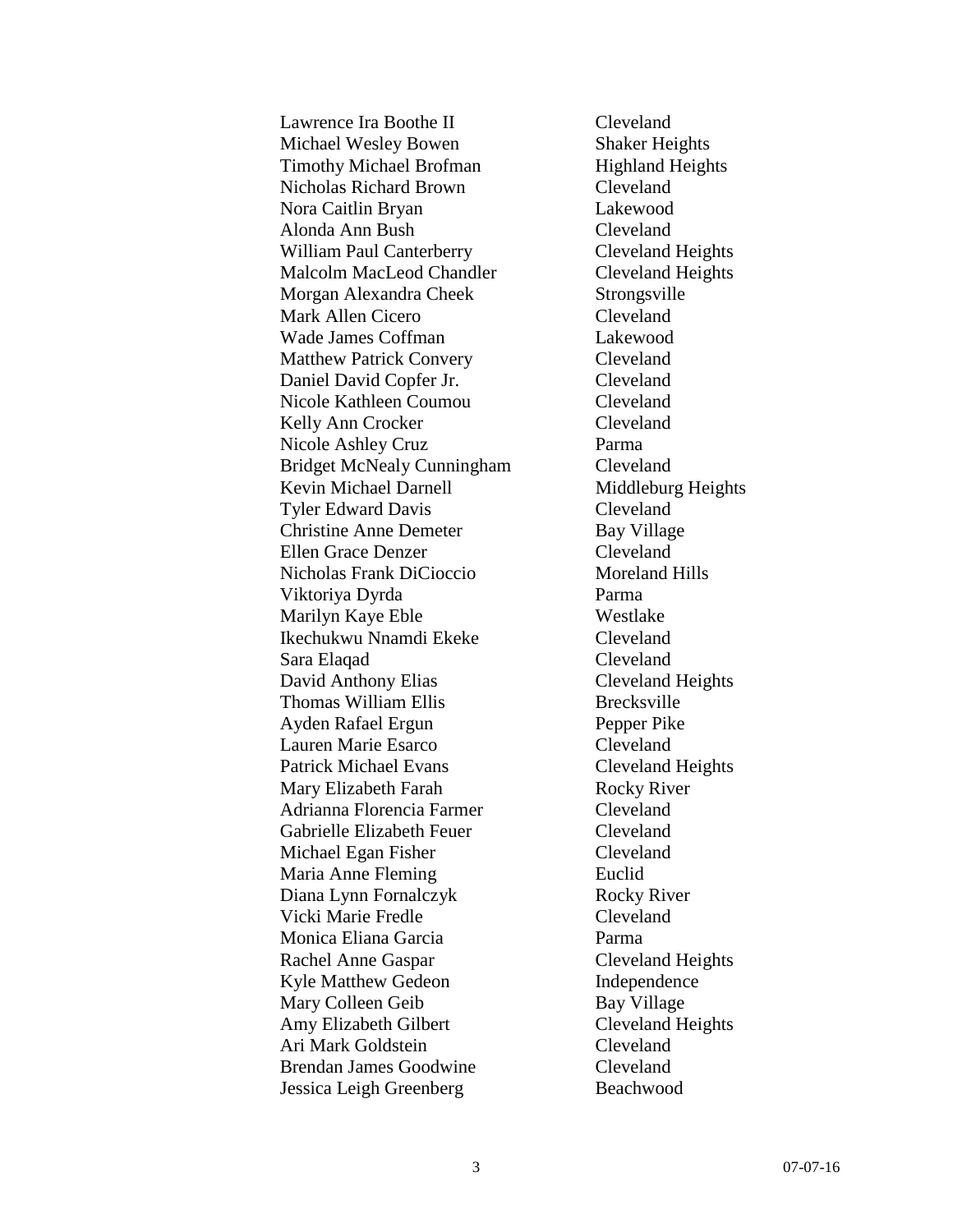| | |
|---|---|
| Lawrence Ira Boothe II | Cleveland |
| Michael Wesley Bowen | Shaker Heights |
| Timothy Michael Brofman | Highland Heights |
| Nicholas Richard Brown | Cleveland |
| Nora Caitlin Bryan | Lakewood |
| Alonda Ann Bush | Cleveland |
| William Paul Canterberry | Cleveland Heights |
| Malcolm MacLeod Chandler | Cleveland Heights |
| Morgan Alexandra Cheek | Strongsville |
| Mark Allen Cicero | Cleveland |
| Wade James Coffman | Lakewood |
| Matthew Patrick Convery | Cleveland |
| Daniel David Copfer Jr. | Cleveland |
| Nicole Kathleen Coumou | Cleveland |
| Kelly Ann Crocker | Cleveland |
| Nicole Ashley Cruz | Parma |
| Bridget McNealy Cunningham | Cleveland |
| Kevin Michael Darnell | Middleburg Heights |
| Tyler Edward Davis | Cleveland |
| Christine Anne Demeter | Bay Village |
| Ellen Grace Denzer | Cleveland |
| Nicholas Frank DiCioccio | Moreland Hills |
| Viktoriya Dyrda | Parma |
| Marilyn Kaye Eble | Westlake |
| Ikechukwu Nnamdi Ekeke | Cleveland |
| Sara Elaqad | Cleveland |
| David Anthony Elias | Cleveland Heights |
| Thomas William Ellis | Brecksville |
| Ayden Rafael Ergun | Pepper Pike |
| Lauren Marie Esarco | Cleveland |
| Patrick Michael Evans | Cleveland Heights |
| Mary Elizabeth Farah | Rocky River |
| Adrianna Florencia Farmer | Cleveland |
| Gabrielle Elizabeth Feuer | Cleveland |
| Michael Egan Fisher | Cleveland |
| Maria Anne Fleming | Euclid |
| Diana Lynn Fornalczyk | Rocky River |
| Vicki Marie Fredle | Cleveland |
| Monica Eliana Garcia | Parma |
| Rachel Anne Gaspar | Cleveland Heights |
| Kyle Matthew Gedeon | Independence |
| Mary Colleen Geib | Bay Village |
| Amy Elizabeth Gilbert | Cleveland Heights |
| Ari Mark Goldstein | Cleveland |
| Brendan James Goodwine | Cleveland |
| Jessica Leigh Greenberg | Beachwood |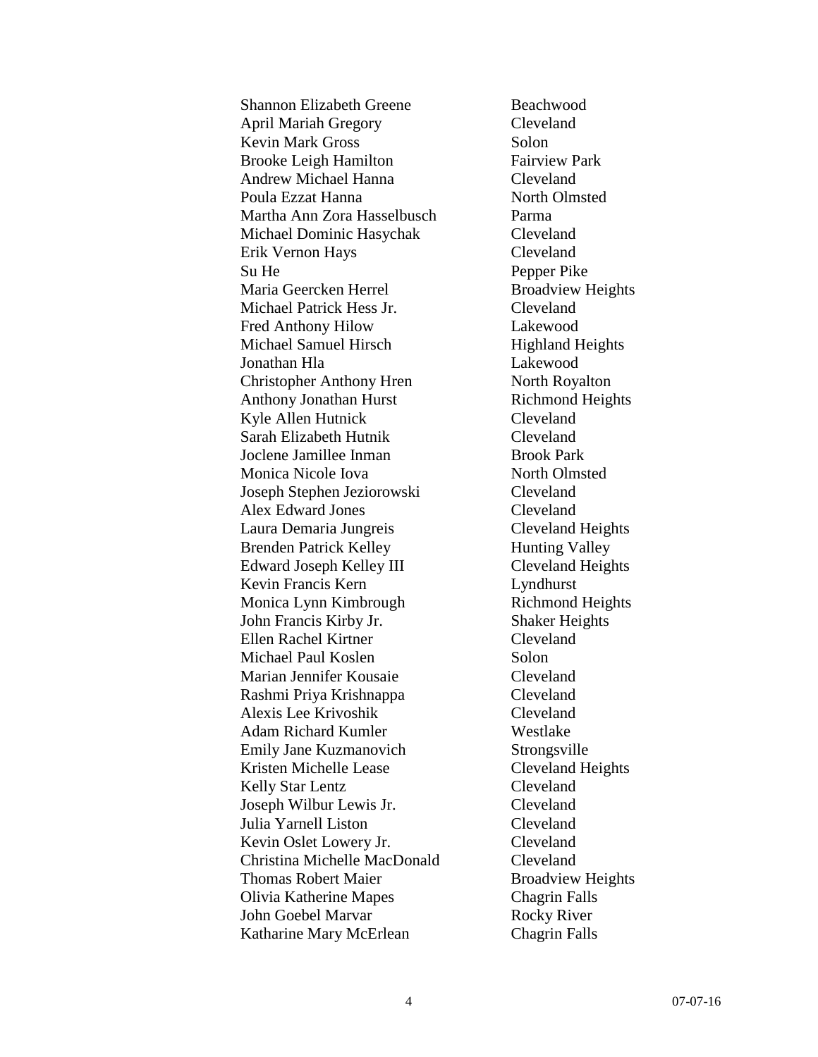| | |
|---|---|
| Shannon Elizabeth Greene | Beachwood |
| April Mariah Gregory | Cleveland |
| Kevin Mark Gross | Solon |
| Brooke Leigh Hamilton | Fairview Park |
| Andrew Michael Hanna | Cleveland |
| Poula Ezzat Hanna | North Olmsted |
| Martha Ann Zora Hasselbusch | Parma |
| Michael Dominic Hasychak | Cleveland |
| Erik Vernon Hays | Cleveland |
| Su He | Pepper Pike |
| Maria Geercken Herrel | Broadview Heights |
| Michael Patrick Hess Jr. | Cleveland |
| Fred Anthony Hilow | Lakewood |
| Michael Samuel Hirsch | Highland Heights |
| Jonathan Hla | Lakewood |
| Christopher Anthony Hren | North Royalton |
| Anthony Jonathan Hurst | Richmond Heights |
| Kyle Allen Hutnick | Cleveland |
| Sarah Elizabeth Hutnik | Cleveland |
| Joclene Jamillee Inman | Brook Park |
| Monica Nicole Iova | North Olmsted |
| Joseph Stephen Jeziorowski | Cleveland |
| Alex Edward Jones | Cleveland |
| Laura Demaria Jungreis | Cleveland Heights |
| Brenden Patrick Kelley | Hunting Valley |
| Edward Joseph Kelley III | Cleveland Heights |
| Kevin Francis Kern | Lyndhurst |
| Monica Lynn Kimbrough | Richmond Heights |
| John Francis Kirby Jr. | Shaker Heights |
| Ellen Rachel Kirtner | Cleveland |
| Michael Paul Koslen | Solon |
| Marian Jennifer Kousaie | Cleveland |
| Rashmi Priya Krishnappa | Cleveland |
| Alexis Lee Krivoshik | Cleveland |
| Adam Richard Kumler | Westlake |
| Emily Jane Kuzmanovich | Strongsville |
| Kristen Michelle Lease | Cleveland Heights |
| Kelly Star Lentz | Cleveland |
| Joseph Wilbur Lewis Jr. | Cleveland |
| Julia Yarnell Liston | Cleveland |
| Kevin Oslet Lowery Jr. | Cleveland |
| Christina Michelle MacDonald | Cleveland |
| Thomas Robert Maier | Broadview Heights |
| Olivia Katherine Mapes | Chagrin Falls |
| John Goebel Marvar | Rocky River |
| Katharine Mary McErlean | Chagrin Falls |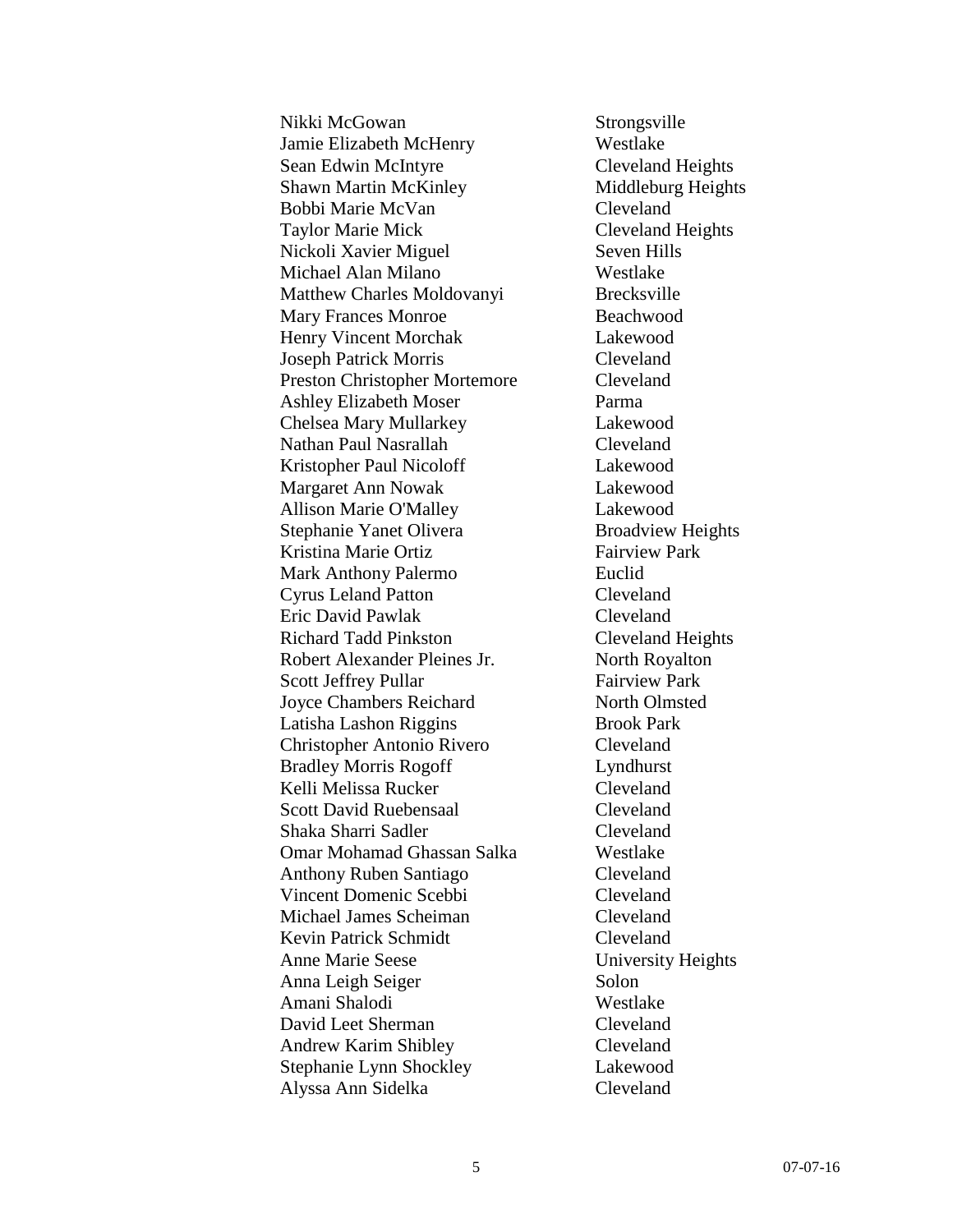| | |
|---|---|
| Nikki McGowan | Strongsville |
| Jamie Elizabeth McHenry | Westlake |
| Sean Edwin McIntyre | Cleveland Heights |
| Shawn Martin McKinley | Middleburg Heights |
| Bobbi Marie McVan | Cleveland |
| Taylor Marie Mick | Cleveland Heights |
| Nickoli Xavier Miguel | Seven Hills |
| Michael Alan Milano | Westlake |
| Matthew Charles Moldovanyi | Brecksville |
| Mary Frances Monroe | Beachwood |
| Henry Vincent Morchak | Lakewood |
| Joseph Patrick Morris | Cleveland |
| Preston Christopher Mortemore | Cleveland |
| Ashley Elizabeth Moser | Parma |
| Chelsea Mary Mullarkey | Lakewood |
| Nathan Paul Nasrallah | Cleveland |
| Kristopher Paul Nicoloff | Lakewood |
| Margaret Ann Nowak | Lakewood |
| Allison Marie O'Malley | Lakewood |
| Stephanie Yanet Olivera | Broadview Heights |
| Kristina Marie Ortiz | Fairview Park |
| Mark Anthony Palermo | Euclid |
| Cyrus Leland Patton | Cleveland |
| Eric David Pawlak | Cleveland |
| Richard Tadd Pinkston | Cleveland Heights |
| Robert Alexander Pleines Jr. | North Royalton |
| Scott Jeffrey Pullar | Fairview Park |
| Joyce Chambers Reichard | North Olmsted |
| Latisha Lashon Riggins | Brook Park |
| Christopher Antonio Rivero | Cleveland |
| Bradley Morris Rogoff | Lyndhurst |
| Kelli Melissa Rucker | Cleveland |
| Scott David Ruebensaal | Cleveland |
| Shaka Sharri Sadler | Cleveland |
| Omar Mohamad Ghassan Salka | Westlake |
| Anthony Ruben Santiago | Cleveland |
| Vincent Domenic Scebbi | Cleveland |
| Michael James Scheiman | Cleveland |
| Kevin Patrick Schmidt | Cleveland |
| Anne Marie Seese | University Heights |
| Anna Leigh Seiger | Solon |
| Amani Shalodi | Westlake |
| David Leet Sherman | Cleveland |
| Andrew Karim Shibley | Cleveland |
| Stephanie Lynn Shockley | Lakewood |
| Alyssa Ann Sidelka | Cleveland |

07-07-16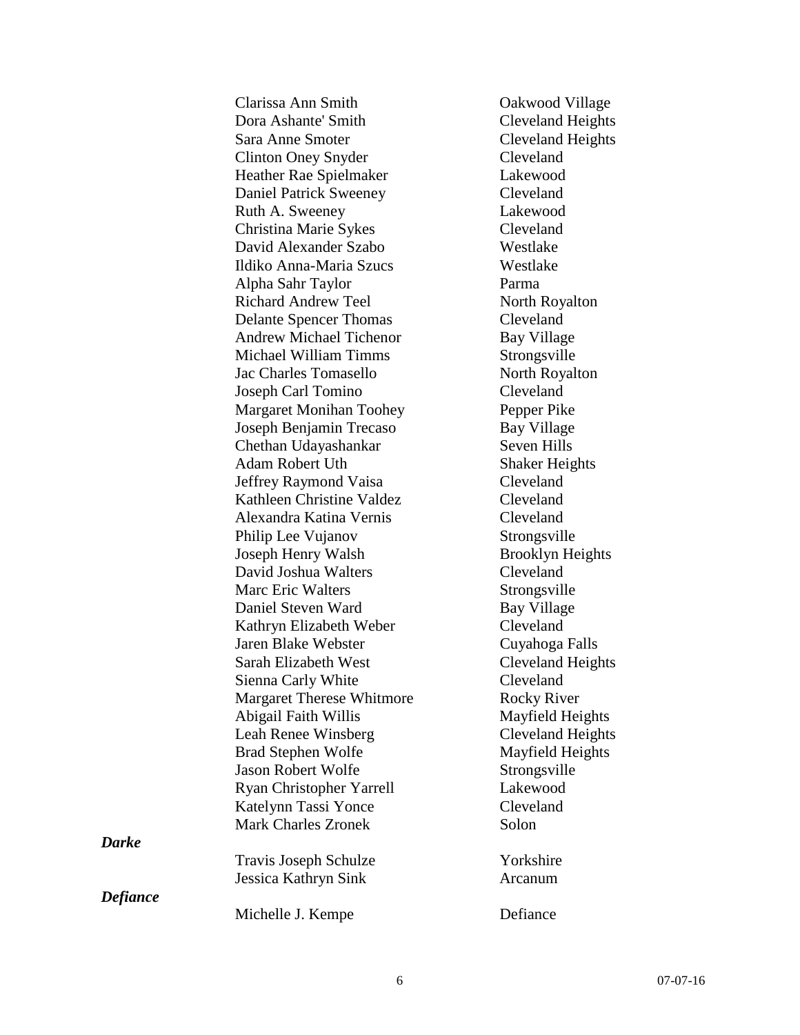| | Name | City |
|---|---|---|
| | Clarissa Ann Smith | Oakwood Village |
| | Dora Ashante' Smith | Cleveland Heights |
| | Sara Anne Smoter | Cleveland Heights |
| | Clinton Oney Snyder | Cleveland |
| | Heather Rae Spielmaker | Lakewood |
| | Daniel Patrick Sweeney | Cleveland |
| | Ruth A. Sweeney | Lakewood |
| | Christina Marie Sykes | Cleveland |
| | David Alexander Szabo | Westlake |
| | Ildiko Anna-Maria Szucs | Westlake |
| | Alpha Sahr Taylor | Parma |
| | Richard Andrew Teel | North Royalton |
| | Delante Spencer Thomas | Cleveland |
| | Andrew Michael Tichenor | Bay Village |
| | Michael William Timms | Strongsville |
| | Jac Charles Tomasello | North Royalton |
| | Joseph Carl Tomino | Cleveland |
| | Margaret Monihan Toohey | Pepper Pike |
| | Joseph Benjamin Trecaso | Bay Village |
| | Chethan Udayashankar | Seven Hills |
| | Adam Robert Uth | Shaker Heights |
| | Jeffrey Raymond Vaisa | Cleveland |
| | Kathleen Christine Valdez | Cleveland |
| | Alexandra Katina Vernis | Cleveland |
| | Philip Lee Vujanov | Strongsville |
| | Joseph Henry Walsh | Brooklyn Heights |
| | David Joshua Walters | Cleveland |
| | Marc Eric Walters | Strongsville |
| | Daniel Steven Ward | Bay Village |
| | Kathryn Elizabeth Weber | Cleveland |
| | Jaren Blake Webster | Cuyahoga Falls |
| | Sarah Elizabeth West | Cleveland Heights |
| | Sienna Carly White | Cleveland |
| | Margaret Therese Whitmore | Rocky River |
| | Abigail Faith Willis | Mayfield Heights |
| | Leah Renee Winsberg | Cleveland Heights |
| | Brad Stephen Wolfe | Mayfield Heights |
| | Jason Robert Wolfe | Strongsville |
| | Ryan Christopher Yarrell | Lakewood |
| | Katelynn Tassi Yonce | Cleveland |
| | Mark Charles Zronek | Solon |
| ***Darke*** | | |
| | Travis Joseph Schulze | Yorkshire |
| | Jessica Kathryn Sink | Arcanum |
| ***Defiance*** | | |
| | Michelle J. Kempe | Defiance |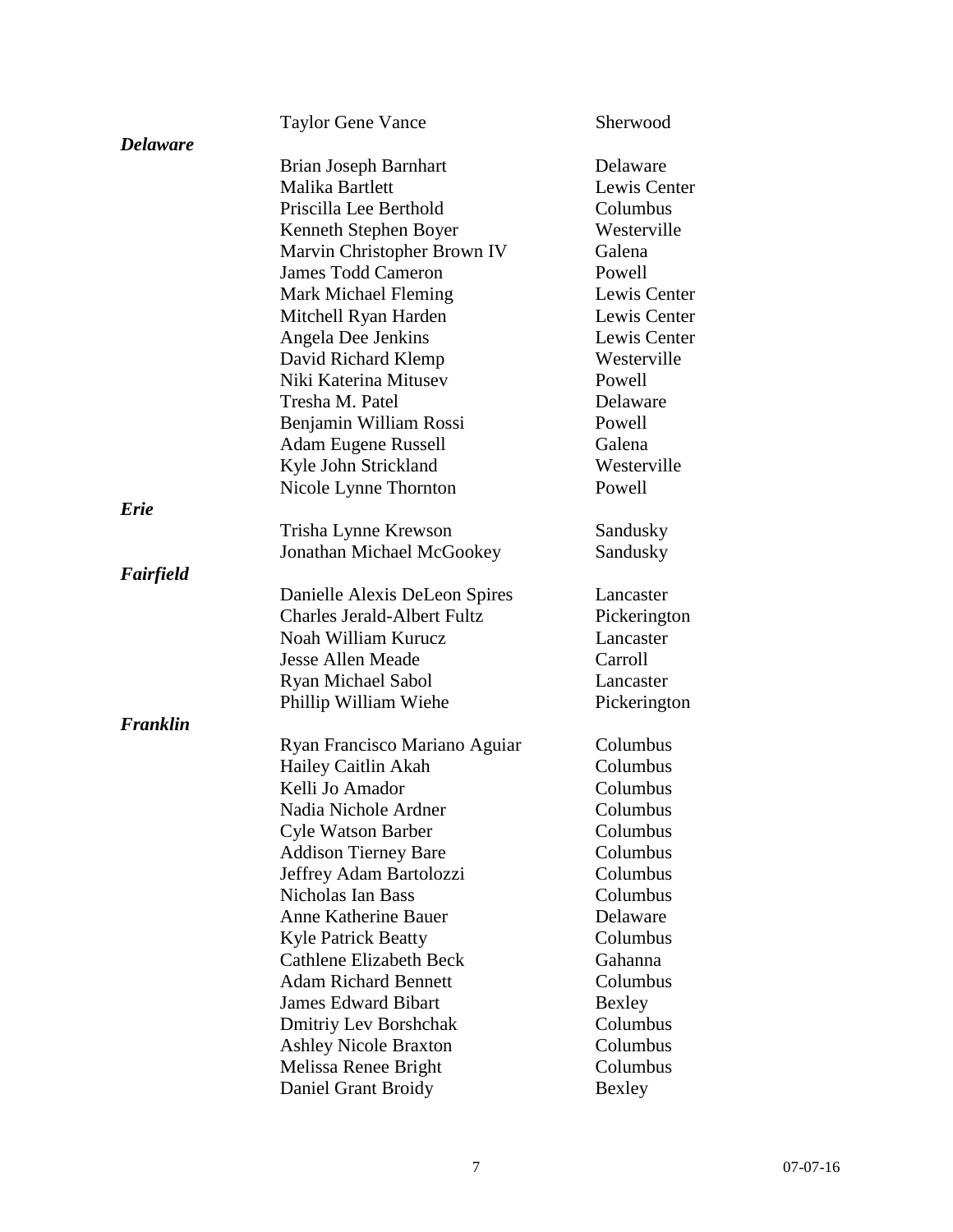| | Taylor Gene Vance | Sherwood |
|---|---|---|
| ***Delaware*** | | |
| | Brian Joseph Barnhart | Delaware |
| | Malika Bartlett | Lewis Center |
| | Priscilla Lee Berthold | Columbus |
| | Kenneth Stephen Boyer | Westerville |
| | Marvin Christopher Brown IV | Galena |
| | James Todd Cameron | Powell |
| | Mark Michael Fleming | Lewis Center |
| | Mitchell Ryan Harden | Lewis Center |
| | Angela Dee Jenkins | Lewis Center |
| | David Richard Klemp | Westerville |
| | Niki Katerina Mitusev | Powell |
| | Tresha M. Patel | Delaware |
| | Benjamin William Rossi | Powell |
| | Adam Eugene Russell | Galena |
| | Kyle John Strickland | Westerville |
| | Nicole Lynne Thornton | Powell |
| ***Erie*** | | |
| | Trisha Lynne Krewson | Sandusky |
| | Jonathan Michael McGookey | Sandusky |
| ***Fairfield*** | | |
| | Danielle Alexis DeLeon Spires | Lancaster |
| | Charles Jerald-Albert Fultz | Pickerington |
| | Noah William Kurucz | Lancaster |
| | Jesse Allen Meade | Carroll |
| | Ryan Michael Sabol | Lancaster |
| | Phillip William Wiehe | Pickerington |
| ***Franklin*** | | |
| | Ryan Francisco Mariano Aguiar | Columbus |
| | Hailey Caitlin Akah | Columbus |
| | Kelli Jo Amador | Columbus |
| | Nadia Nichole Ardner | Columbus |
| | Cyle Watson Barber | Columbus |
| | Addison Tierney Bare | Columbus |
| | Jeffrey Adam Bartolozzi | Columbus |
| | Nicholas Ian Bass | Columbus |
| | Anne Katherine Bauer | Delaware |
| | Kyle Patrick Beatty | Columbus |
| | Cathlene Elizabeth Beck | Gahanna |
| | Adam Richard Bennett | Columbus |
| | James Edward Bibart | Bexley |
| | Dmitriy Lev Borshchak | Columbus |
| | Ashley Nicole Braxton | Columbus |
| | Melissa Renee Bright | Columbus |
| | Daniel Grant Broidy | Bexley |

07-07-16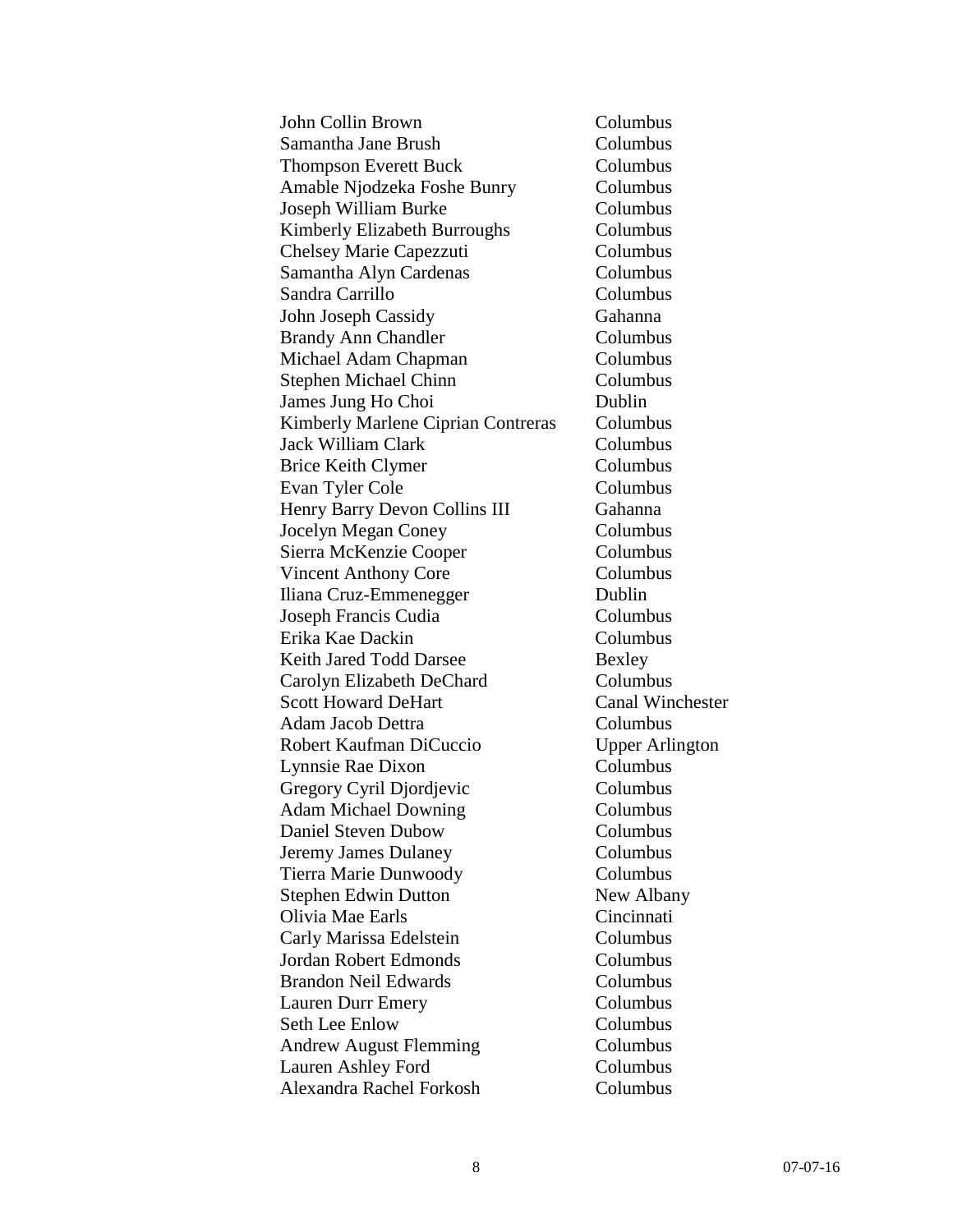| | |
|---|---|
| John Collin Brown | Columbus |
| Samantha Jane Brush | Columbus |
| Thompson Everett Buck | Columbus |
| Amable Njodzeka Foshe Bunry | Columbus |
| Joseph William Burke | Columbus |
| Kimberly Elizabeth Burroughs | Columbus |
| Chelsey Marie Capezzuti | Columbus |
| Samantha Alyn Cardenas | Columbus |
| Sandra Carrillo | Columbus |
| John Joseph Cassidy | Gahanna |
| Brandy Ann Chandler | Columbus |
| Michael Adam Chapman | Columbus |
| Stephen Michael Chinn | Columbus |
| James Jung Ho Choi | Dublin |
| Kimberly Marlene Ciprian Contreras | Columbus |
| Jack William Clark | Columbus |
| Brice Keith Clymer | Columbus |
| Evan Tyler Cole | Columbus |
| Henry Barry Devon Collins III | Gahanna |
| Jocelyn Megan Coney | Columbus |
| Sierra McKenzie Cooper | Columbus |
| Vincent Anthony Core | Columbus |
| Iliana Cruz-Emmenegger | Dublin |
| Joseph Francis Cudia | Columbus |
| Erika Kae Dackin | Columbus |
| Keith Jared Todd Darsee | Bexley |
| Carolyn Elizabeth DeChard | Columbus |
| Scott Howard DeHart | Canal Winchester |
| Adam Jacob Dettra | Columbus |
| Robert Kaufman DiCuccio | Upper Arlington |
| Lynnsie Rae Dixon | Columbus |
| Gregory Cyril Djordjevic | Columbus |
| Adam Michael Downing | Columbus |
| Daniel Steven Dubow | Columbus |
| Jeremy James Dulaney | Columbus |
| Tierra Marie Dunwoody | Columbus |
| Stephen Edwin Dutton | New Albany |
| Olivia Mae Earls | Cincinnati |
| Carly Marissa Edelstein | Columbus |
| Jordan Robert Edmonds | Columbus |
| Brandon Neil Edwards | Columbus |
| Lauren Durr Emery | Columbus |
| Seth Lee Enlow | Columbus |
| Andrew August Flemming | Columbus |
| Lauren Ashley Ford | Columbus |
| Alexandra Rachel Forkosh | Columbus |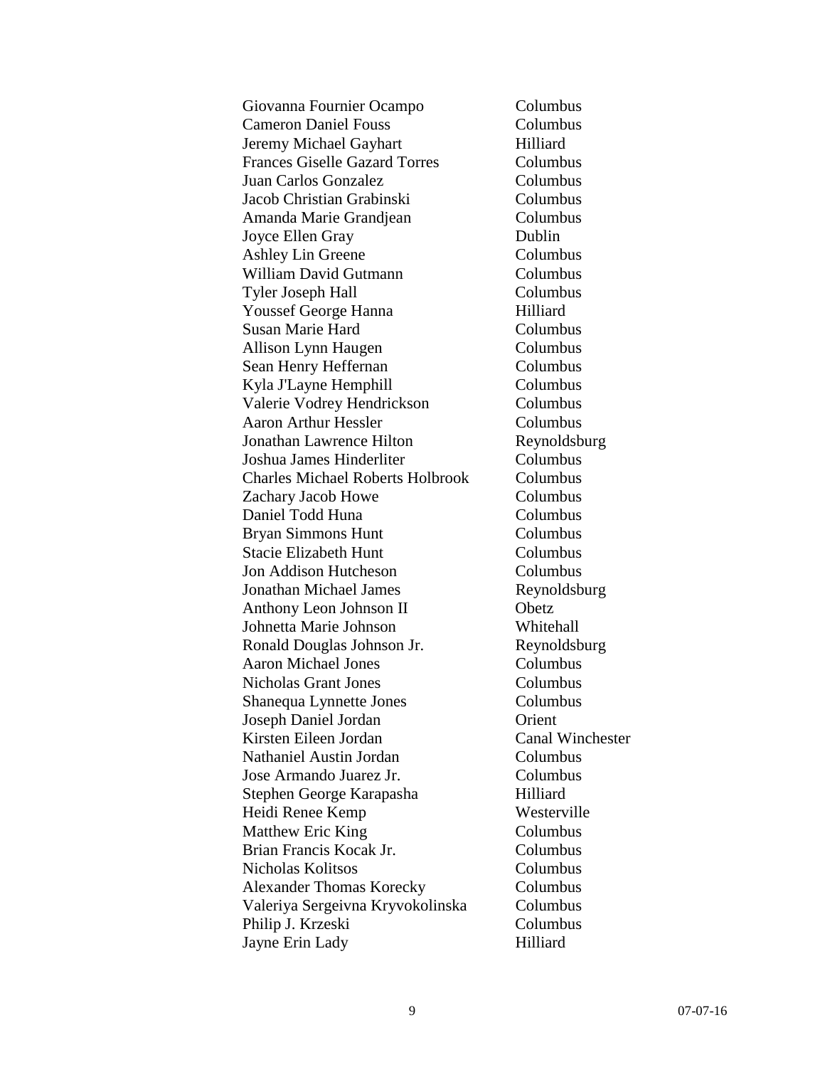| | |
|---|---|
| Giovanna Fournier Ocampo | Columbus |
| Cameron Daniel Fouss | Columbus |
| Jeremy Michael Gayhart | Hilliard |
| Frances Giselle Gazard Torres | Columbus |
| Juan Carlos Gonzalez | Columbus |
| Jacob Christian Grabinski | Columbus |
| Amanda Marie Grandjean | Columbus |
| Joyce Ellen Gray | Dublin |
| Ashley Lin Greene | Columbus |
| William David Gutmann | Columbus |
| Tyler Joseph Hall | Columbus |
| Youssef George Hanna | Hilliard |
| Susan Marie Hard | Columbus |
| Allison Lynn Haugen | Columbus |
| Sean Henry Heffernan | Columbus |
| Kyla J'Layne Hemphill | Columbus |
| Valerie Vodrey Hendrickson | Columbus |
| Aaron Arthur Hessler | Columbus |
| Jonathan Lawrence Hilton | Reynoldsburg |
| Joshua James Hinderliter | Columbus |
| Charles Michael Roberts Holbrook | Columbus |
| Zachary Jacob Howe | Columbus |
| Daniel Todd Huna | Columbus |
| Bryan Simmons Hunt | Columbus |
| Stacie Elizabeth Hunt | Columbus |
| Jon Addison Hutcheson | Columbus |
| Jonathan Michael James | Reynoldsburg |
| Anthony Leon Johnson II | Obetz |
| Johnetta Marie Johnson | Whitehall |
| Ronald Douglas Johnson Jr. | Reynoldsburg |
| Aaron Michael Jones | Columbus |
| Nicholas Grant Jones | Columbus |
| Shanequa Lynnette Jones | Columbus |
| Joseph Daniel Jordan | Orient |
| Kirsten Eileen Jordan | Canal Winchester |
| Nathaniel Austin Jordan | Columbus |
| Jose Armando Juarez Jr. | Columbus |
| Stephen George Karapasha | Hilliard |
| Heidi Renee Kemp | Westerville |
| Matthew Eric King | Columbus |
| Brian Francis Kocak Jr. | Columbus |
| Nicholas Kolitsos | Columbus |
| Alexander Thomas Korecky | Columbus |
| Valeriya Sergeivna Kryvokolinska | Columbus |
| Philip J. Krzeski | Columbus |
| Jayne Erin Lady | Hilliard |

07-07-16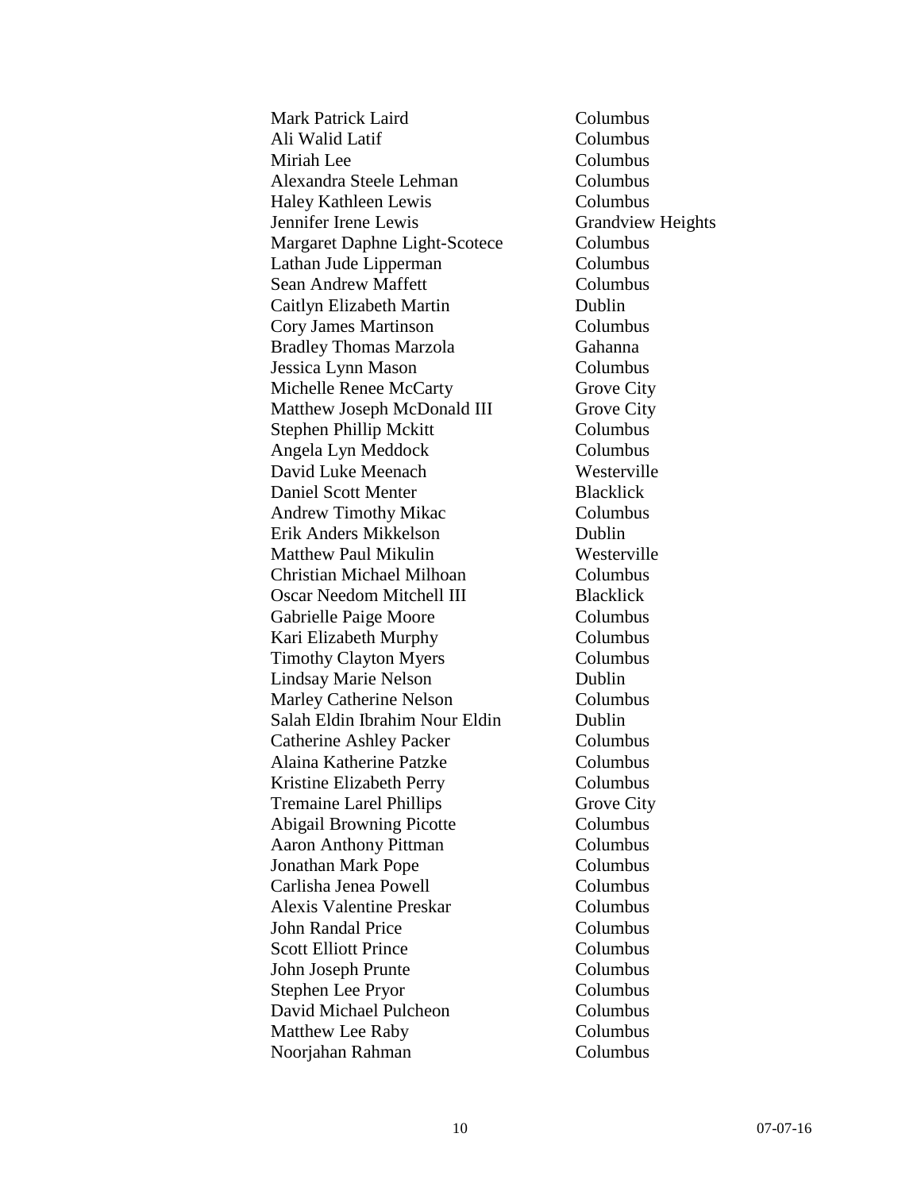| | |
|---|---|
| Mark Patrick Laird | Columbus |
| Ali Walid Latif | Columbus |
| Miriah Lee | Columbus |
| Alexandra Steele Lehman | Columbus |
| Haley Kathleen Lewis | Columbus |
| Jennifer Irene Lewis | Grandview Heights |
| Margaret Daphne Light-Scotece | Columbus |
| Lathan Jude Lipperman | Columbus |
| Sean Andrew Maffett | Columbus |
| Caitlyn Elizabeth Martin | Dublin |
| Cory James Martinson | Columbus |
| Bradley Thomas Marzola | Gahanna |
| Jessica Lynn Mason | Columbus |
| Michelle Renee McCarty | Grove City |
| Matthew Joseph McDonald III | Grove City |
| Stephen Phillip Mckitt | Columbus |
| Angela Lyn Meddock | Columbus |
| David Luke Meenach | Westerville |
| Daniel Scott Menter | Blacklick |
| Andrew Timothy Mikac | Columbus |
| Erik Anders Mikkelson | Dublin |
| Matthew Paul Mikulin | Westerville |
| Christian Michael Milhoan | Columbus |
| Oscar Needom Mitchell III | Blacklick |
| Gabrielle Paige Moore | Columbus |
| Kari Elizabeth Murphy | Columbus |
| Timothy Clayton Myers | Columbus |
| Lindsay Marie Nelson | Dublin |
| Marley Catherine Nelson | Columbus |
| Salah Eldin Ibrahim Nour Eldin | Dublin |
| Catherine Ashley Packer | Columbus |
| Alaina Katherine Patzke | Columbus |
| Kristine Elizabeth Perry | Columbus |
| Tremaine Larel Phillips | Grove City |
| Abigail Browning Picotte | Columbus |
| Aaron Anthony Pittman | Columbus |
| Jonathan Mark Pope | Columbus |
| Carlisha Jenea Powell | Columbus |
| Alexis Valentine Preskar | Columbus |
| John Randal Price | Columbus |
| Scott Elliott Prince | Columbus |
| John Joseph Prunte | Columbus |
| Stephen Lee Pryor | Columbus |
| David Michael Pulcheon | Columbus |
| Matthew Lee Raby | Columbus |
| Noorjahan Rahman | Columbus |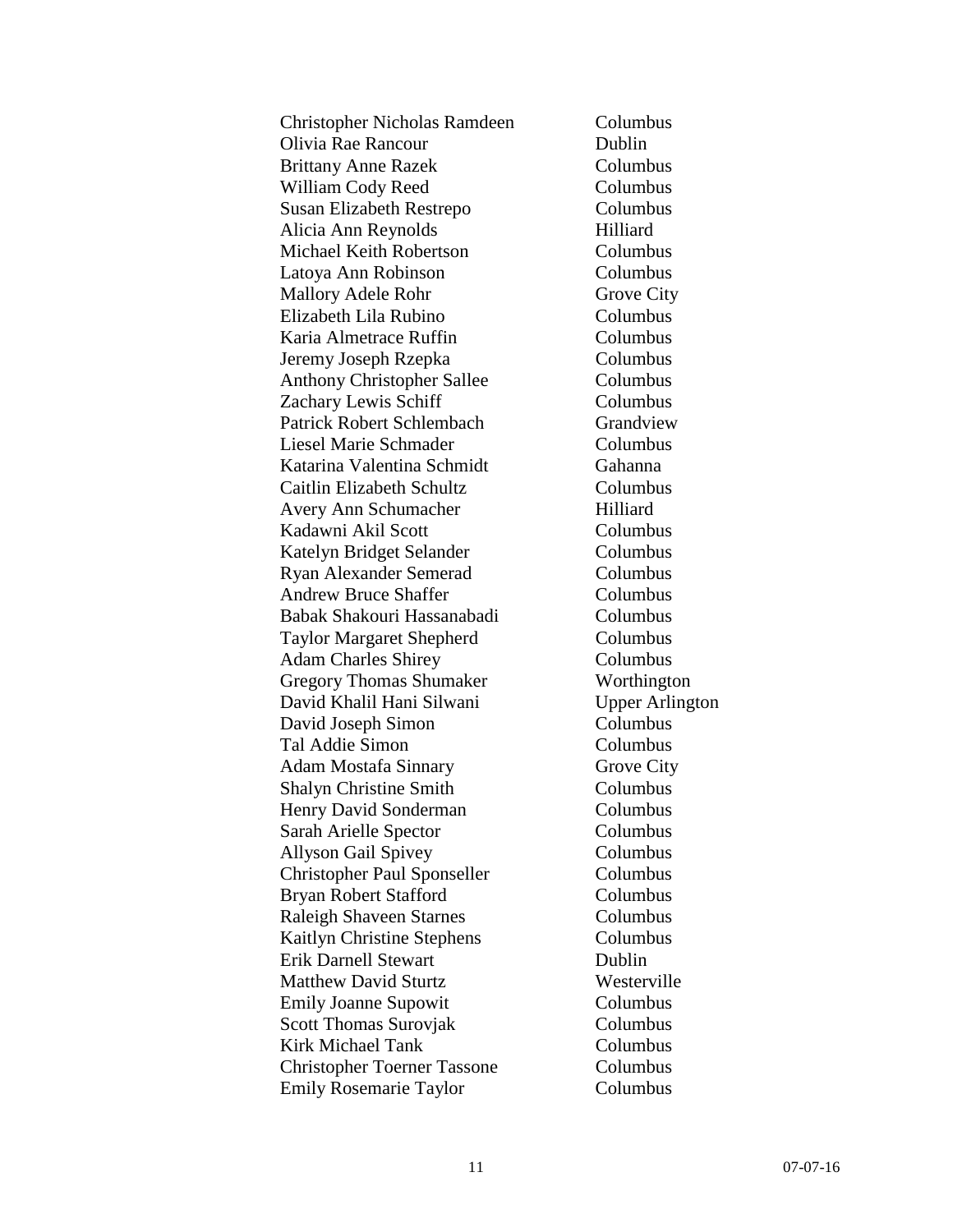| | |
|---|---|
| Christopher Nicholas Ramdeen | Columbus |
| Olivia Rae Rancour | Dublin |
| Brittany Anne Razek | Columbus |
| William Cody Reed | Columbus |
| Susan Elizabeth Restrepo | Columbus |
| Alicia Ann Reynolds | Hilliard |
| Michael Keith Robertson | Columbus |
| Latoya Ann Robinson | Columbus |
| Mallory Adele Rohr | Grove City |
| Elizabeth Lila Rubino | Columbus |
| Karia Almetrace Ruffin | Columbus |
| Jeremy Joseph Rzepka | Columbus |
| Anthony Christopher Sallee | Columbus |
| Zachary Lewis Schiff | Columbus |
| Patrick Robert Schlembach | Grandview |
| Liesel Marie Schmader | Columbus |
| Katarina Valentina Schmidt | Gahanna |
| Caitlin Elizabeth Schultz | Columbus |
| Avery Ann Schumacher | Hilliard |
| Kadawni Akil Scott | Columbus |
| Katelyn Bridget Selander | Columbus |
| Ryan Alexander Semerad | Columbus |
| Andrew Bruce Shaffer | Columbus |
| Babak Shakouri Hassanabadi | Columbus |
| Taylor Margaret Shepherd | Columbus |
| Adam Charles Shirey | Columbus |
| Gregory Thomas Shumaker | Worthington |
| David Khalil Hani Silwani | Upper Arlington |
| David Joseph Simon | Columbus |
| Tal Addie Simon | Columbus |
| Adam Mostafa Sinnary | Grove City |
| Shalyn Christine Smith | Columbus |
| Henry David Sonderman | Columbus |
| Sarah Arielle Spector | Columbus |
| Allyson Gail Spivey | Columbus |
| Christopher Paul Sponseller | Columbus |
| Bryan Robert Stafford | Columbus |
| Raleigh Shaveen Starnes | Columbus |
| Kaitlyn Christine Stephens | Columbus |
| Erik Darnell Stewart | Dublin |
| Matthew David Sturtz | Westerville |
| Emily Joanne Supowit | Columbus |
| Scott Thomas Surovjak | Columbus |
| Kirk Michael Tank | Columbus |
| Christopher Toerner Tassone | Columbus |
| Emily Rosemarie Taylor | Columbus |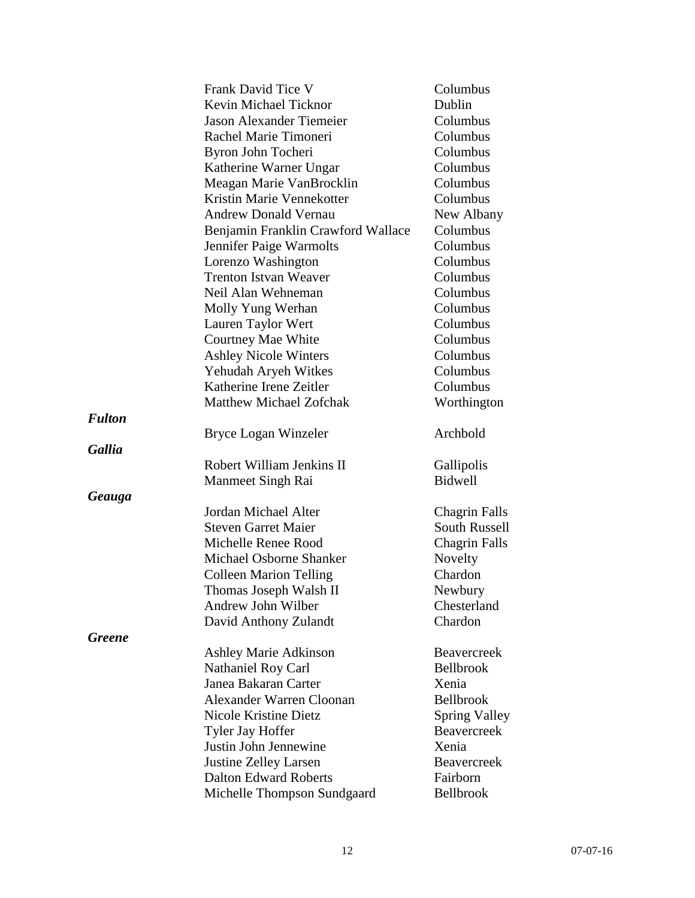| | Name | City |
|---|---|---|
| | Frank David Tice V | Columbus |
| | Kevin Michael Ticknor | Dublin |
| | Jason Alexander Tiemeier | Columbus |
| | Rachel Marie Timoneri | Columbus |
| | Byron John Tocheri | Columbus |
| | Katherine Warner Ungar | Columbus |
| | Meagan Marie VanBrocklin | Columbus |
| | Kristin Marie Vennekotter | Columbus |
| | Andrew Donald Vernau | New Albany |
| | Benjamin Franklin Crawford Wallace | Columbus |
| | Jennifer Paige Warmolts | Columbus |
| | Lorenzo Washington | Columbus |
| | Trenton Istvan Weaver | Columbus |
| | Neil Alan Wehneman | Columbus |
| | Molly Yung Werhan | Columbus |
| | Lauren Taylor Wert | Columbus |
| | Courtney Mae White | Columbus |
| | Ashley Nicole Winters | Columbus |
| | Yehudah Aryeh Witkes | Columbus |
| | Katherine Irene Zeitler | Columbus |
| | Matthew Michael Zofchak | Worthington |
| ***Fulton*** | | |
| | Bryce Logan Winzeler | Archbold |
| ***Gallia*** | | |
| | Robert William Jenkins II | Gallipolis |
| | Manmeet Singh Rai | Bidwell |
| ***Geauga*** | | |
| | Jordan Michael Alter | Chagrin Falls |
| | Steven Garret Maier | South Russell |
| | Michelle Renee Rood | Chagrin Falls |
| | Michael Osborne Shanker | Novelty |
| | Colleen Marion Telling | Chardon |
| | Thomas Joseph Walsh II | Newbury |
| | Andrew John Wilber | Chesterland |
| | David Anthony Zulandt | Chardon |
| ***Greene*** | | |
| | Ashley Marie Adkinson | Beavercreek |
| | Nathaniel Roy Carl | Bellbrook |
| | Janea Bakaran Carter | Xenia |
| | Alexander Warren Cloonan | Bellbrook |
| | Nicole Kristine Dietz | Spring Valley |
| | Tyler Jay Hoffer | Beavercreek |
| | Justin John Jennewine | Xenia |
| | Justine Zelley Larsen | Beavercreek |
| | Dalton Edward Roberts | Fairborn |
| | Michelle Thompson Sundgaard | Bellbrook |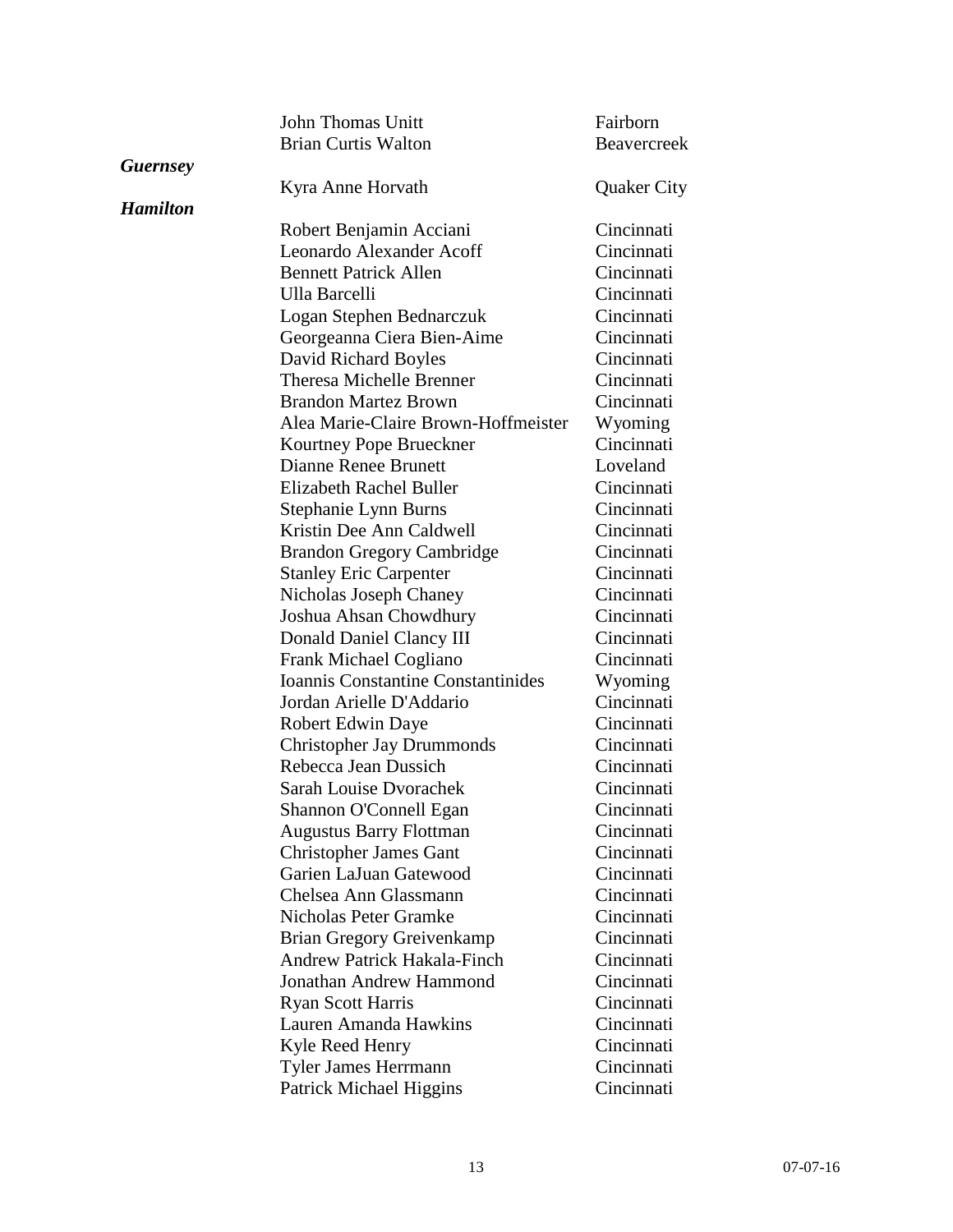| | | |
|---|---|---|
| | John Thomas Unitt | Fairborn |
| | Brian Curtis Walton | Beavercreek |
| ***Guernsey*** | | |
| | Kyra Anne Horvath | Quaker City |
| ***Hamilton*** | | |
| | Robert Benjamin Acciani | Cincinnati |
| | Leonardo Alexander Acoff | Cincinnati |
| | Bennett Patrick Allen | Cincinnati |
| | Ulla Barcelli | Cincinnati |
| | Logan Stephen Bednarczuk | Cincinnati |
| | Georgeanna Ciera Bien-Aime | Cincinnati |
| | David Richard Boyles | Cincinnati |
| | Theresa Michelle Brenner | Cincinnati |
| | Brandon Martez Brown | Cincinnati |
| | Alea Marie-Claire Brown-Hoffmeister | Wyoming |
| | Kourtney Pope Brueckner | Cincinnati |
| | Dianne Renee Brunett | Loveland |
| | Elizabeth Rachel Buller | Cincinnati |
| | Stephanie Lynn Burns | Cincinnati |
| | Kristin Dee Ann Caldwell | Cincinnati |
| | Brandon Gregory Cambridge | Cincinnati |
| | Stanley Eric Carpenter | Cincinnati |
| | Nicholas Joseph Chaney | Cincinnati |
| | Joshua Ahsan Chowdhury | Cincinnati |
| | Donald Daniel Clancy III | Cincinnati |
| | Frank Michael Cogliano | Cincinnati |
| | Ioannis Constantine Constantinides | Wyoming |
| | Jordan Arielle D'Addario | Cincinnati |
| | Robert Edwin Daye | Cincinnati |
| | Christopher Jay Drummonds | Cincinnati |
| | Rebecca Jean Dussich | Cincinnati |
| | Sarah Louise Dvorachek | Cincinnati |
| | Shannon O'Connell Egan | Cincinnati |
| | Augustus Barry Flottman | Cincinnati |
| | Christopher James Gant | Cincinnati |
| | Garien LaJuan Gatewood | Cincinnati |
| | Chelsea Ann Glassmann | Cincinnati |
| | Nicholas Peter Gramke | Cincinnati |
| | Brian Gregory Greivenkamp | Cincinnati |
| | Andrew Patrick Hakala-Finch | Cincinnati |
| | Jonathan Andrew Hammond | Cincinnati |
| | Ryan Scott Harris | Cincinnati |
| | Lauren Amanda Hawkins | Cincinnati |
| | Kyle Reed Henry | Cincinnati |
| | Tyler James Herrmann | Cincinnati |
| | Patrick Michael Higgins | Cincinnati |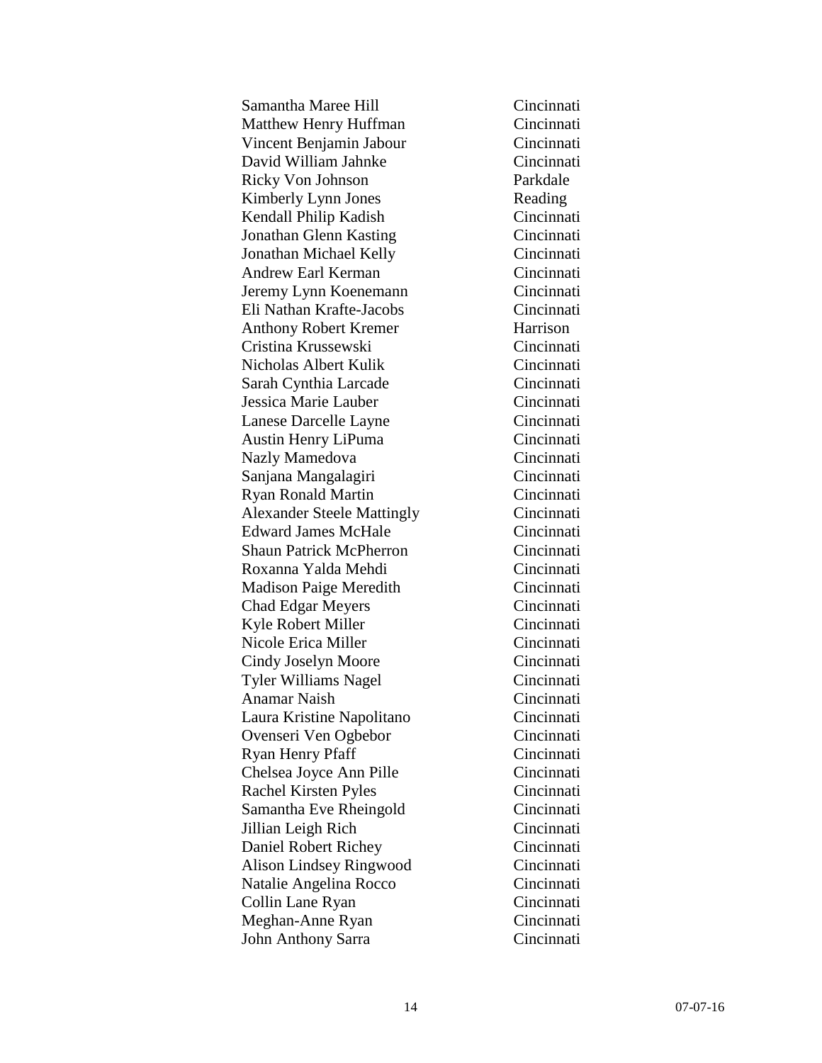| | |
|---|---|
| Samantha Maree Hill | Cincinnati |
| Matthew Henry Huffman | Cincinnati |
| Vincent Benjamin Jabour | Cincinnati |
| David William Jahnke | Cincinnati |
| Ricky Von Johnson | Parkdale |
| Kimberly Lynn Jones | Reading |
| Kendall Philip Kadish | Cincinnati |
| Jonathan Glenn Kasting | Cincinnati |
| Jonathan Michael Kelly | Cincinnati |
| Andrew Earl Kerman | Cincinnati |
| Jeremy Lynn Koenemann | Cincinnati |
| Eli Nathan Krafte-Jacobs | Cincinnati |
| Anthony Robert Kremer | Harrison |
| Cristina Krussewski | Cincinnati |
| Nicholas Albert Kulik | Cincinnati |
| Sarah Cynthia Larcade | Cincinnati |
| Jessica Marie Lauber | Cincinnati |
| Lanese Darcelle Layne | Cincinnati |
| Austin Henry LiPuma | Cincinnati |
| Nazly Mamedova | Cincinnati |
| Sanjana Mangalagiri | Cincinnati |
| Ryan Ronald Martin | Cincinnati |
| Alexander Steele Mattingly | Cincinnati |
| Edward James McHale | Cincinnati |
| Shaun Patrick McPherron | Cincinnati |
| Roxanna Yalda Mehdi | Cincinnati |
| Madison Paige Meredith | Cincinnati |
| Chad Edgar Meyers | Cincinnati |
| Kyle Robert Miller | Cincinnati |
| Nicole Erica Miller | Cincinnati |
| Cindy Joselyn Moore | Cincinnati |
| Tyler Williams Nagel | Cincinnati |
| Anamar Naish | Cincinnati |
| Laura Kristine Napolitano | Cincinnati |
| Ovenseri Ven Ogbebor | Cincinnati |
| Ryan Henry Pfaff | Cincinnati |
| Chelsea Joyce Ann Pille | Cincinnati |
| Rachel Kirsten Pyles | Cincinnati |
| Samantha Eve Rheingold | Cincinnati |
| Jillian Leigh Rich | Cincinnati |
| Daniel Robert Richey | Cincinnati |
| Alison Lindsey Ringwood | Cincinnati |
| Natalie Angelina Rocco | Cincinnati |
| Collin Lane Ryan | Cincinnati |
| Meghan-Anne Ryan | Cincinnati |
| John Anthony Sarra | Cincinnati |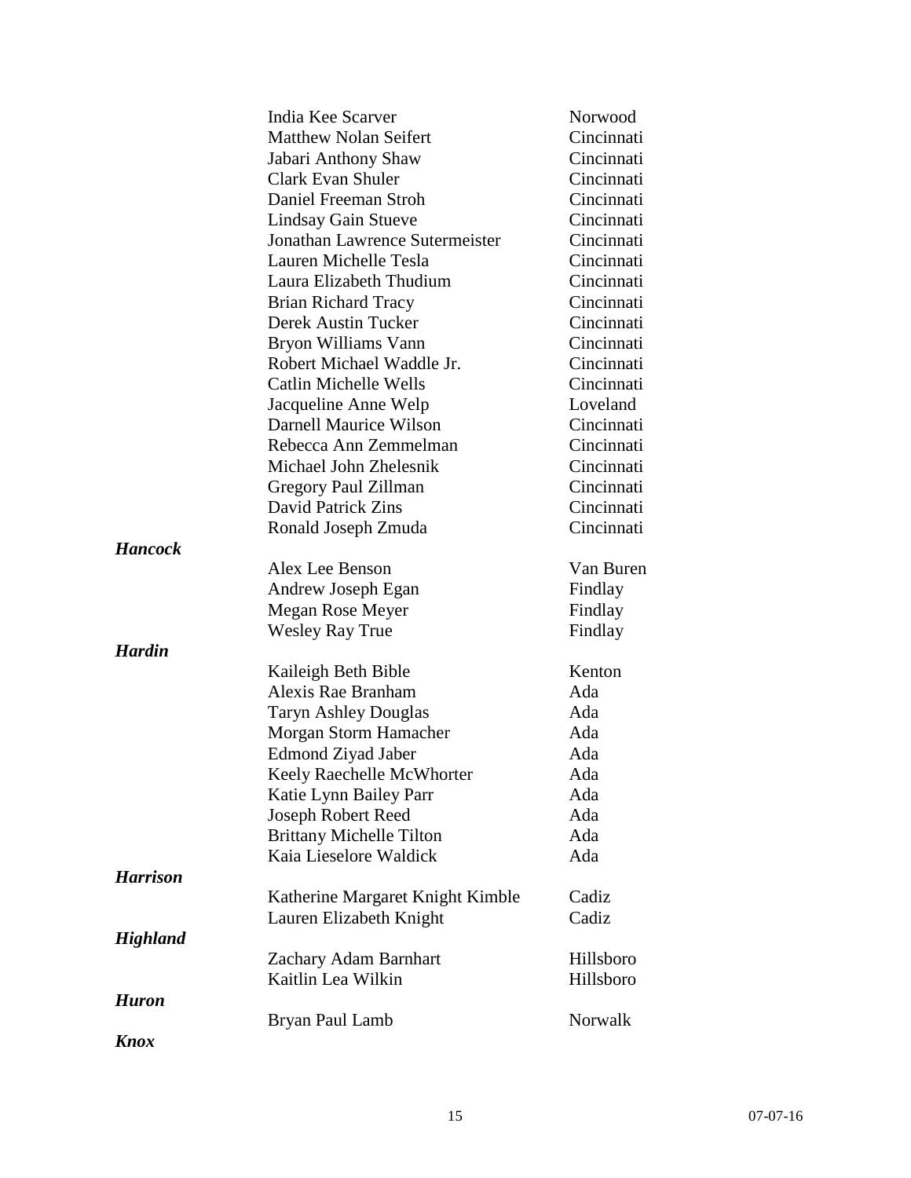| | | |
|---|---|---|
| | India Kee Scarver | Norwood |
| | Matthew Nolan Seifert | Cincinnati |
| | Jabari Anthony Shaw | Cincinnati |
| | Clark Evan Shuler | Cincinnati |
| | Daniel Freeman Stroh | Cincinnati |
| | Lindsay Gain Stueve | Cincinnati |
| | Jonathan Lawrence Sutermeister | Cincinnati |
| | Lauren Michelle Tesla | Cincinnati |
| | Laura Elizabeth Thudium | Cincinnati |
| | Brian Richard Tracy | Cincinnati |
| | Derek Austin Tucker | Cincinnati |
| | Bryon Williams Vann | Cincinnati |
| | Robert Michael Waddle Jr. | Cincinnati |
| | Catlin Michelle Wells | Cincinnati |
| | Jacqueline Anne Welp | Loveland |
| | Darnell Maurice Wilson | Cincinnati |
| | Rebecca Ann Zemmelman | Cincinnati |
| | Michael John Zhelesnik | Cincinnati |
| | Gregory Paul Zillman | Cincinnati |
| | David Patrick Zins | Cincinnati |
| | Ronald Joseph Zmuda | Cincinnati |
| ***Hancock*** | | |
| | Alex Lee Benson | Van Buren |
| | Andrew Joseph Egan | Findlay |
| | Megan Rose Meyer | Findlay |
| | Wesley Ray True | Findlay |
| ***Hardin*** | | |
| | Kaileigh Beth Bible | Kenton |
| | Alexis Rae Branham | Ada |
| | Taryn Ashley Douglas | Ada |
| | Morgan Storm Hamacher | Ada |
| | Edmond Ziyad Jaber | Ada |
| | Keely Raechelle McWhorter | Ada |
| | Katie Lynn Bailey Parr | Ada |
| | Joseph Robert Reed | Ada |
| | Brittany Michelle Tilton | Ada |
| | Kaia Lieselore Waldick | Ada |
| ***Harrison*** | | |
| | Katherine Margaret Knight Kimble | Cadiz |
| | Lauren Elizabeth Knight | Cadiz |
| ***Highland*** | | |
| | Zachary Adam Barnhart | Hillsboro |
| | Kaitlin Lea Wilkin | Hillsboro |
| ***Huron*** | | |
| | Bryan Paul Lamb | Norwalk |
| ***Knox*** | | |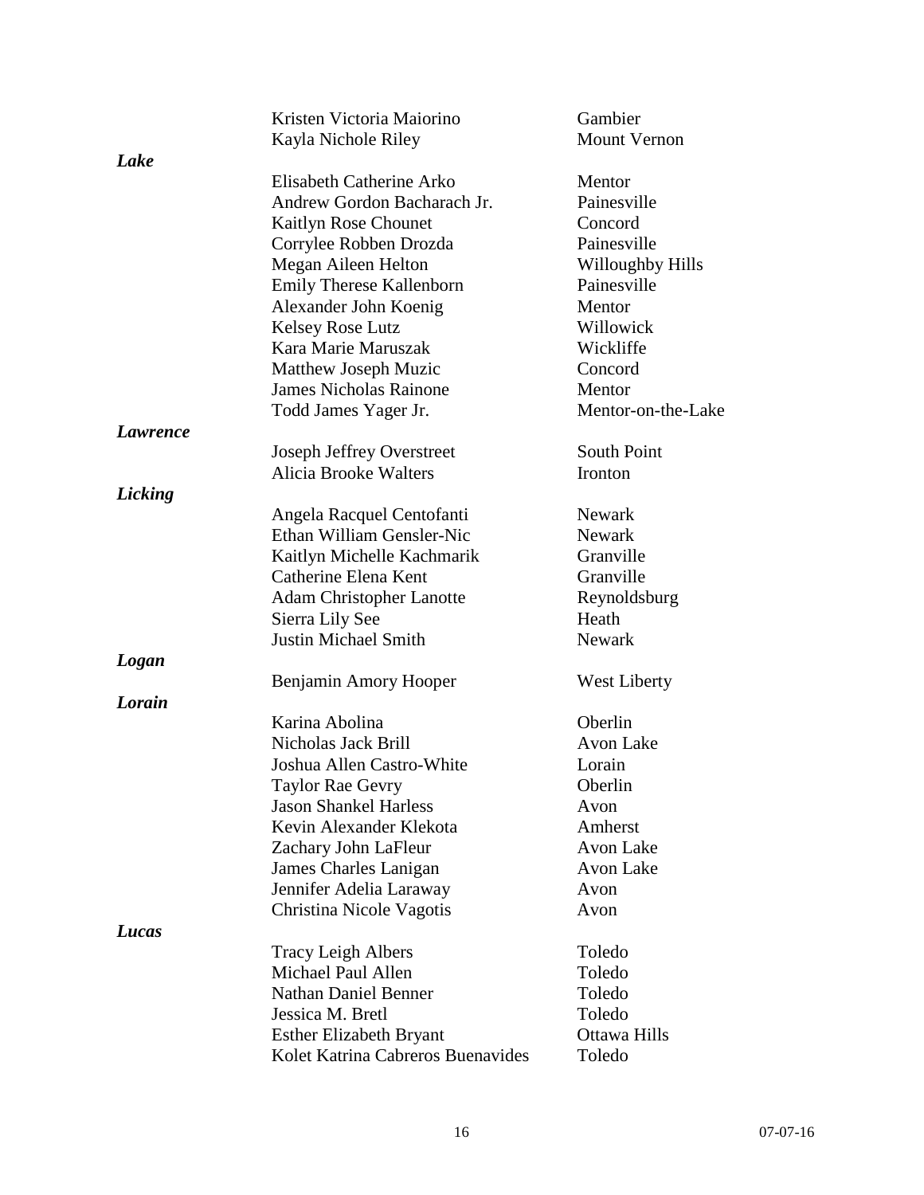| | Name | City |
|---|---|---|
| | Kristen Victoria Maiorino | Gambier |
| | Kayla Nichole Riley | Mount Vernon |
| ***Lake*** | | |
| | Elisabeth Catherine Arko | Mentor |
| | Andrew Gordon Bacharach Jr. | Painesville |
| | Kaitlyn Rose Chounet | Concord |
| | Corrylee Robben Drozda | Painesville |
| | Megan Aileen Helton | Willoughby Hills |
| | Emily Therese Kallenborn | Painesville |
| | Alexander John Koenig | Mentor |
| | Kelsey Rose Lutz | Willowick |
| | Kara Marie Maruszak | Wickliffe |
| | Matthew Joseph Muzic | Concord |
| | James Nicholas Rainone | Mentor |
| | Todd James Yager Jr. | Mentor-on-the-Lake |
| ***Lawrence*** | | |
| | Joseph Jeffrey Overstreet | South Point |
| | Alicia Brooke Walters | Ironton |
| ***Licking*** | | |
| | Angela Racquel Centofanti | Newark |
| | Ethan William Gensler-Nic | Newark |
| | Kaitlyn Michelle Kachmarik | Granville |
| | Catherine Elena Kent | Granville |
| | Adam Christopher Lanotte | Reynoldsburg |
| | Sierra Lily See | Heath |
| | Justin Michael Smith | Newark |
| ***Logan*** | | |
| | Benjamin Amory Hooper | West Liberty |
| ***Lorain*** | | |
| | Karina Abolina | Oberlin |
| | Nicholas Jack Brill | Avon Lake |
| | Joshua Allen Castro-White | Lorain |
| | Taylor Rae Gevry | Oberlin |
| | Jason Shankel Harless | Avon |
| | Kevin Alexander Klekota | Amherst |
| | Zachary John LaFleur | Avon Lake |
| | James Charles Lanigan | Avon Lake |
| | Jennifer Adelia Laraway | Avon |
| | Christina Nicole Vagotis | Avon |
| ***Lucas*** | | |
| | Tracy Leigh Albers | Toledo |
| | Michael Paul Allen | Toledo |
| | Nathan Daniel Benner | Toledo |
| | Jessica M. Bretl | Toledo |
| | Esther Elizabeth Bryant | Ottawa Hills |
| | Kolet Katrina Cabreros Buenavides | Toledo |

07-07-16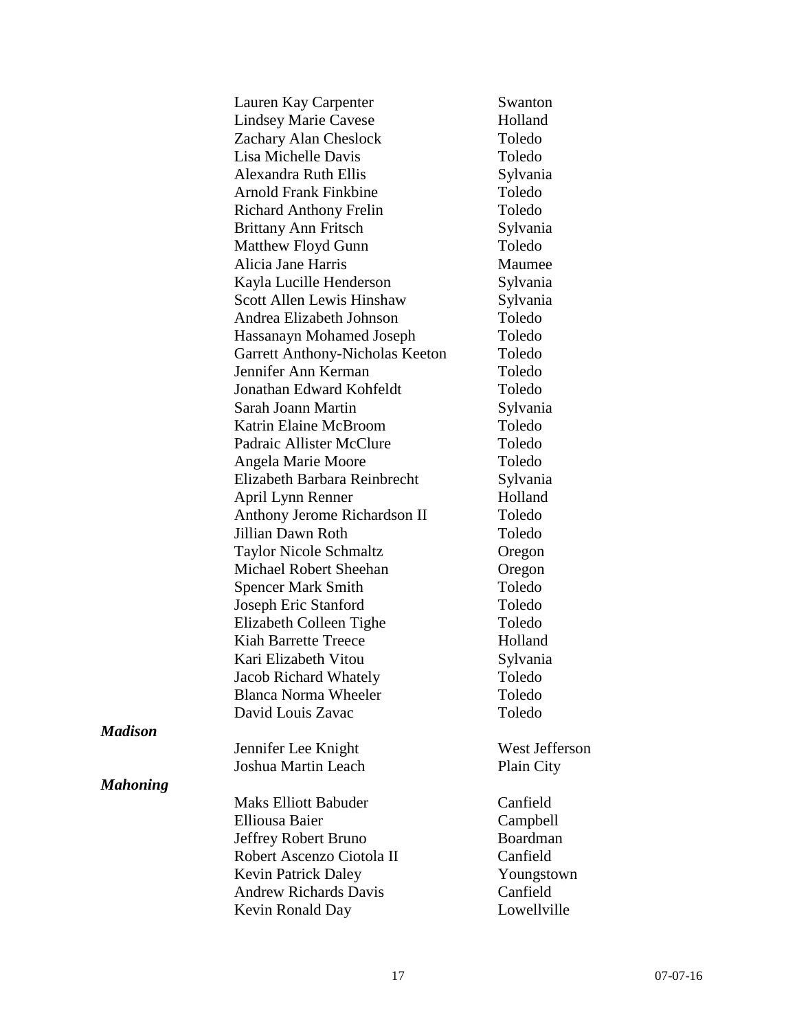| | Name | City |
|---|---|---|
| | Lauren Kay Carpenter | Swanton |
| | Lindsey Marie Cavese | Holland |
| | Zachary Alan Cheslock | Toledo |
| | Lisa Michelle Davis | Toledo |
| | Alexandra Ruth Ellis | Sylvania |
| | Arnold Frank Finkbine | Toledo |
| | Richard Anthony Frelin | Toledo |
| | Brittany Ann Fritsch | Sylvania |
| | Matthew Floyd Gunn | Toledo |
| | Alicia Jane Harris | Maumee |
| | Kayla Lucille Henderson | Sylvania |
| | Scott Allen Lewis Hinshaw | Sylvania |
| | Andrea Elizabeth Johnson | Toledo |
| | Hassanayn Mohamed Joseph | Toledo |
| | Garrett Anthony-Nicholas Keeton | Toledo |
| | Jennifer Ann Kerman | Toledo |
| | Jonathan Edward Kohfeldt | Toledo |
| | Sarah Joann Martin | Sylvania |
| | Katrin Elaine McBroom | Toledo |
| | Padraic Allister McClure | Toledo |
| | Angela Marie Moore | Toledo |
| | Elizabeth Barbara Reinbrecht | Sylvania |
| | April Lynn Renner | Holland |
| | Anthony Jerome Richardson II | Toledo |
| | Jillian Dawn Roth | Toledo |
| | Taylor Nicole Schmaltz | Oregon |
| | Michael Robert Sheehan | Oregon |
| | Spencer Mark Smith | Toledo |
| | Joseph Eric Stanford | Toledo |
| | Elizabeth Colleen Tighe | Toledo |
| | Kiah Barrette Treece | Holland |
| | Kari Elizabeth Vitou | Sylvania |
| | Jacob Richard Whately | Toledo |
| | Blanca Norma Wheeler | Toledo |
| | David Louis Zavac | Toledo |
| ***Madison*** | | |
| | Jennifer Lee Knight | West Jefferson |
| | Joshua Martin Leach | Plain City |
| ***Mahoning*** | | |
| | Maks Elliott Babuder | Canfield |
| | Elliousa Baier | Campbell |
| | Jeffrey Robert Bruno | Boardman |
| | Robert Ascenzo Ciotola II | Canfield |
| | Kevin Patrick Daley | Youngstown |
| | Andrew Richards Davis | Canfield |
| | Kevin Ronald Day | Lowellville |

07-07-16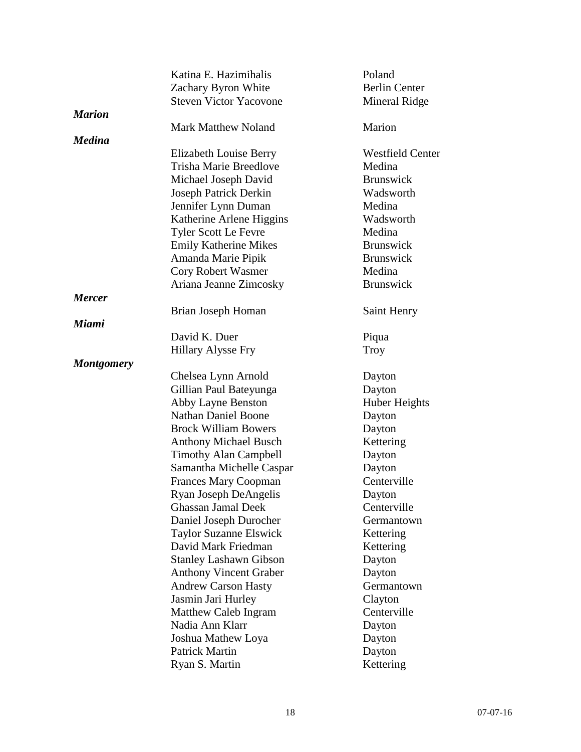| | Name | City |
|---|---|---|
| | Katina E. Hazimihalis | Poland |
| | Zachary Byron White | Berlin Center |
| | Steven Victor Yacovone | Mineral Ridge |
| ***Marion*** | | |
| | Mark Matthew Noland | Marion |
| ***Medina*** | | |
| | Elizabeth Louise Berry | Westfield Center |
| | Trisha Marie Breedlove | Medina |
| | Michael Joseph David | Brunswick |
| | Joseph Patrick Derkin | Wadsworth |
| | Jennifer Lynn Duman | Medina |
| | Katherine Arlene Higgins | Wadsworth |
| | Tyler Scott Le Fevre | Medina |
| | Emily Katherine Mikes | Brunswick |
| | Amanda Marie Pipik | Brunswick |
| | Cory Robert Wasmer | Medina |
| | Ariana Jeanne Zimcosky | Brunswick |
| ***Mercer*** | | |
| | Brian Joseph Homan | Saint Henry |
| ***Miami*** | | |
| | David K. Duer | Piqua |
| | Hillary Alysse Fry | Troy |
| ***Montgomery*** | | |
| | Chelsea Lynn Arnold | Dayton |
| | Gillian Paul Bateyunga | Dayton |
| | Abby Layne Benston | Huber Heights |
| | Nathan Daniel Boone | Dayton |
| | Brock William Bowers | Dayton |
| | Anthony Michael Busch | Kettering |
| | Timothy Alan Campbell | Dayton |
| | Samantha Michelle Caspar | Dayton |
| | Frances Mary Coopman | Centerville |
| | Ryan Joseph DeAngelis | Dayton |
| | Ghassan Jamal Deek | Centerville |
| | Daniel Joseph Durocher | Germantown |
| | Taylor Suzanne Elswick | Kettering |
| | David Mark Friedman | Kettering |
| | Stanley Lashawn Gibson | Dayton |
| | Anthony Vincent Graber | Dayton |
| | Andrew Carson Hasty | Germantown |
| | Jasmin Jari Hurley | Clayton |
| | Matthew Caleb Ingram | Centerville |
| | Nadia Ann Klarr | Dayton |
| | Joshua Mathew Loya | Dayton |
| | Patrick Martin | Dayton |
| | Ryan S. Martin | Kettering |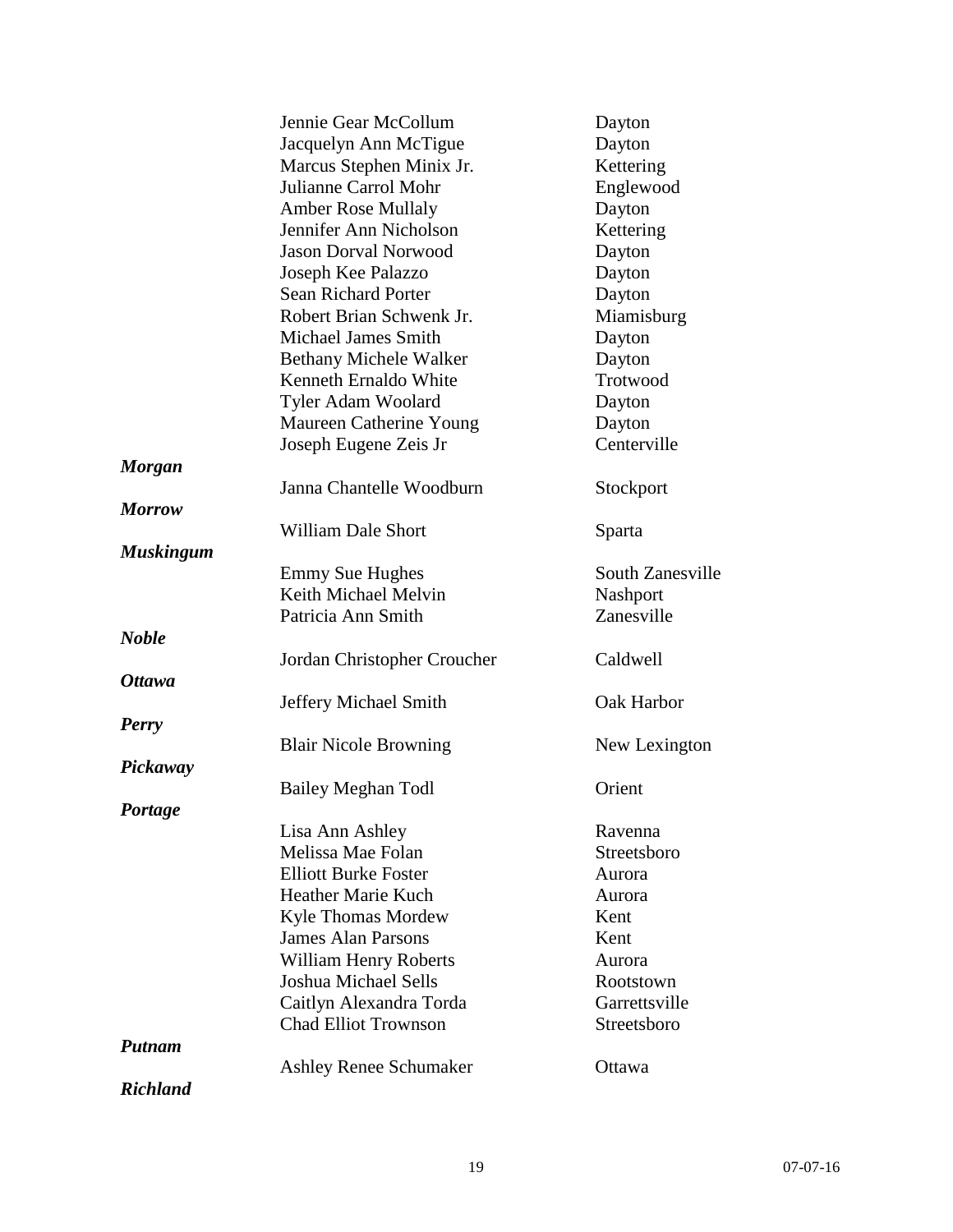| | | |
|---|---|---|
| | Jennie Gear McCollum | Dayton |
| | Jacquelyn Ann McTigue | Dayton |
| | Marcus Stephen Minix Jr. | Kettering |
| | Julianne Carrol Mohr | Englewood |
| | Amber Rose Mullaly | Dayton |
| | Jennifer Ann Nicholson | Kettering |
| | Jason Dorval Norwood | Dayton |
| | Joseph Kee Palazzo | Dayton |
| | Sean Richard Porter | Dayton |
| | Robert Brian Schwenk Jr. | Miamisburg |
| | Michael James Smith | Dayton |
| | Bethany Michele Walker | Dayton |
| | Kenneth Ernaldo White | Trotwood |
| | Tyler Adam Woolard | Dayton |
| | Maureen Catherine Young | Dayton |
| | Joseph Eugene Zeis Jr | Centerville |
| ***Morgan*** | | |
| | Janna Chantelle Woodburn | Stockport |
| ***Morrow*** | | |
| | William Dale Short | Sparta |
| ***Muskingum*** | | |
| | Emmy Sue Hughes | South Zanesville |
| | Keith Michael Melvin | Nashport |
| | Patricia Ann Smith | Zanesville |
| ***Noble*** | | |
| | Jordan Christopher Croucher | Caldwell |
| ***Ottawa*** | | |
| | Jeffery Michael Smith | Oak Harbor |
| ***Perry*** | | |
| | Blair Nicole Browning | New Lexington |
| ***Pickaway*** | | |
| | Bailey Meghan Todl | Orient |
| ***Portage*** | | |
| | Lisa Ann Ashley | Ravenna |
| | Melissa Mae Folan | Streetsboro |
| | Elliott Burke Foster | Aurora |
| | Heather Marie Kuch | Aurora |
| | Kyle Thomas Mordew | Kent |
| | James Alan Parsons | Kent |
| | William Henry Roberts | Aurora |
| | Joshua Michael Sells | Rootstown |
| | Caitlyn Alexandra Torda | Garrettsville |
| | Chad Elliot Trownson | Streetsboro |
| ***Putnam*** | | |
| | Ashley Renee Schumaker | Ottawa |
| ***Richland*** | | |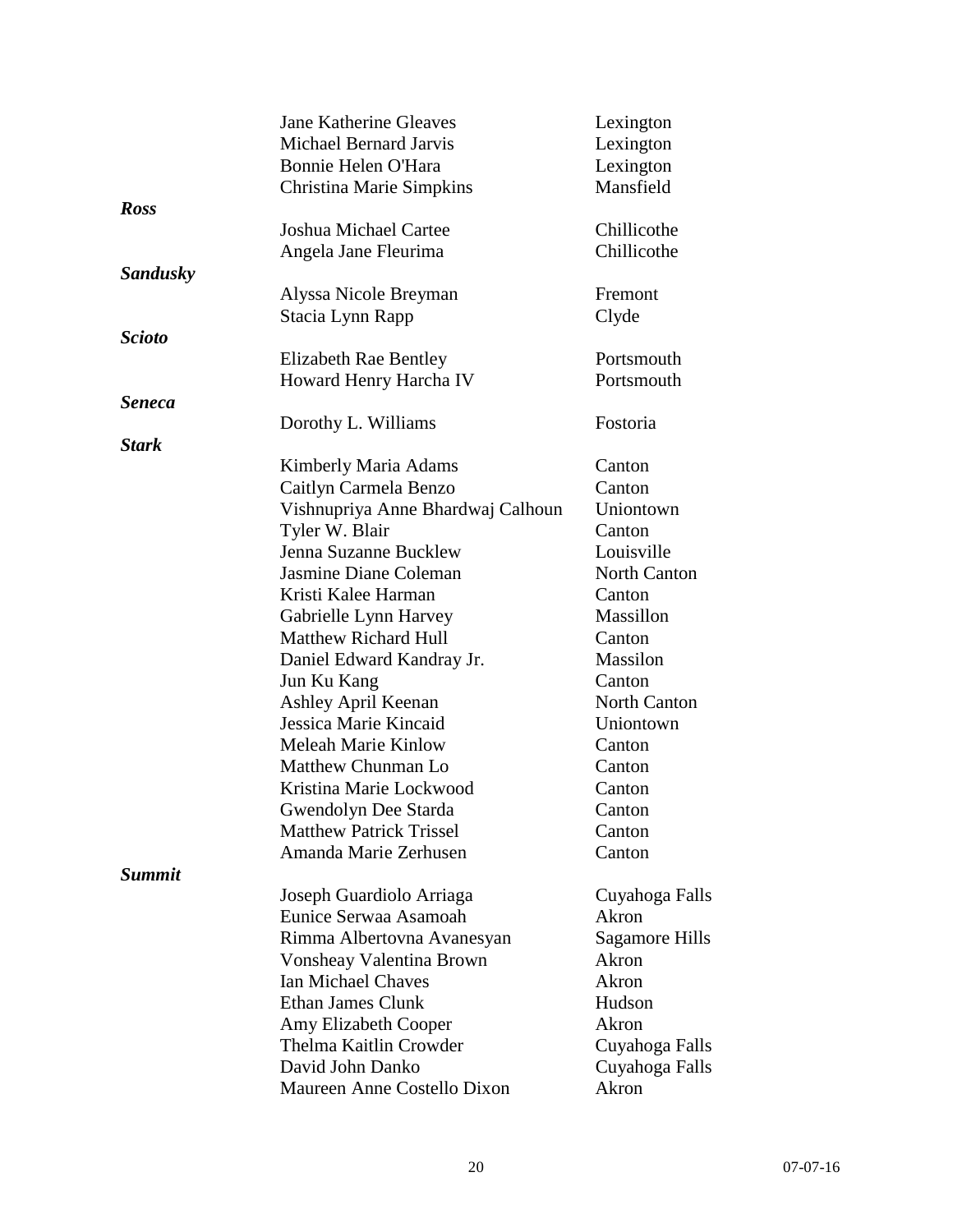| | | |
|---|---|---|
| | Jane Katherine Gleaves | Lexington |
| | Michael Bernard Jarvis | Lexington |
| | Bonnie Helen O'Hara | Lexington |
| | Christina Marie Simpkins | Mansfield |
| ***Ross*** | | |
| | Joshua Michael Cartee | Chillicothe |
| | Angela Jane Fleurima | Chillicothe |
| ***Sandusky*** | | |
| | Alyssa Nicole Breyman | Fremont |
| | Stacia Lynn Rapp | Clyde |
| ***Scioto*** | | |
| | Elizabeth Rae Bentley | Portsmouth |
| | Howard Henry Harcha IV | Portsmouth |
| ***Seneca*** | | |
| | Dorothy L. Williams | Fostoria |
| ***Stark*** | | |
| | Kimberly Maria Adams | Canton |
| | Caitlyn Carmela Benzo | Canton |
| | Vishnupriya Anne Bhardwaj Calhoun | Uniontown |
| | Tyler W. Blair | Canton |
| | Jenna Suzanne Bucklew | Louisville |
| | Jasmine Diane Coleman | North Canton |
| | Kristi Kalee Harman | Canton |
| | Gabrielle Lynn Harvey | Massillon |
| | Matthew Richard Hull | Canton |
| | Daniel Edward Kandray Jr. | Massilon |
| | Jun Ku Kang | Canton |
| | Ashley April Keenan | North Canton |
| | Jessica Marie Kincaid | Uniontown |
| | Meleah Marie Kinlow | Canton |
| | Matthew Chunman Lo | Canton |
| | Kristina Marie Lockwood | Canton |
| | Gwendolyn Dee Starda | Canton |
| | Matthew Patrick Trissel | Canton |
| | Amanda Marie Zerhusen | Canton |
| ***Summit*** | | |
| | Joseph Guardiolo Arriaga | Cuyahoga Falls |
| | Eunice Serwaa Asamoah | Akron |
| | Rimma Albertovna Avanesyan | Sagamore Hills |
| | Vonsheay Valentina Brown | Akron |
| | Ian Michael Chaves | Akron |
| | Ethan James Clunk | Hudson |
| | Amy Elizabeth Cooper | Akron |
| | Thelma Kaitlin Crowder | Cuyahoga Falls |
| | David John Danko | Cuyahoga Falls |
| | Maureen Anne Costello Dixon | Akron |

07-07-16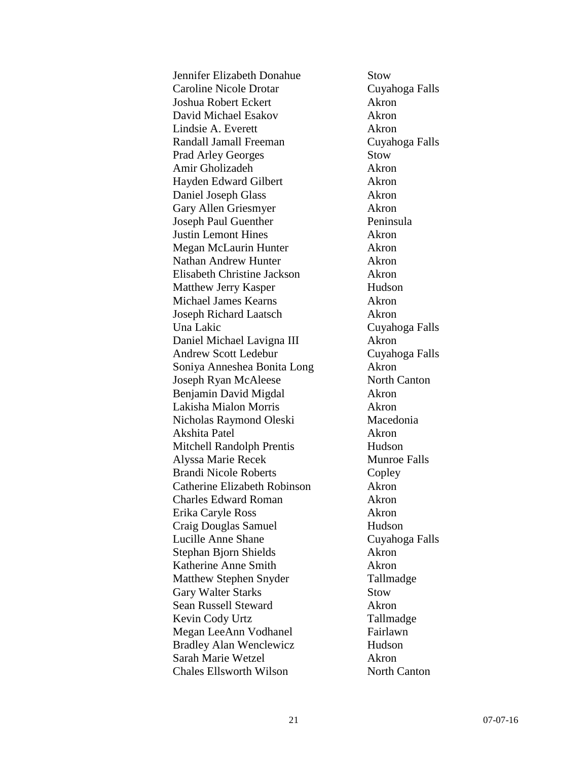| | |
|---|---|
| Jennifer Elizabeth Donahue | Stow |
| Caroline Nicole Drotar | Cuyahoga Falls |
| Joshua Robert Eckert | Akron |
| David Michael Esakov | Akron |
| Lindsie A. Everett | Akron |
| Randall Jamall Freeman | Cuyahoga Falls |
| Prad Arley Georges | Stow |
| Amir Gholizadeh | Akron |
| Hayden Edward Gilbert | Akron |
| Daniel Joseph Glass | Akron |
| Gary Allen Griesmyer | Akron |
| Joseph Paul Guenther | Peninsula |
| Justin Lemont Hines | Akron |
| Megan McLaurin Hunter | Akron |
| Nathan Andrew Hunter | Akron |
| Elisabeth Christine Jackson | Akron |
| Matthew Jerry Kasper | Hudson |
| Michael James Kearns | Akron |
| Joseph Richard Laatsch | Akron |
| Una Lakic | Cuyahoga Falls |
| Daniel Michael Lavigna III | Akron |
| Andrew Scott Ledebur | Cuyahoga Falls |
| Soniya Anneshea Bonita Long | Akron |
| Joseph Ryan McAleese | North Canton |
| Benjamin David Migdal | Akron |
| Lakisha Mialon Morris | Akron |
| Nicholas Raymond Oleski | Macedonia |
| Akshita Patel | Akron |
| Mitchell Randolph Prentis | Hudson |
| Alyssa Marie Recek | Munroe Falls |
| Brandi Nicole Roberts | Copley |
| Catherine Elizabeth Robinson | Akron |
| Charles Edward Roman | Akron |
| Erika Caryle Ross | Akron |
| Craig Douglas Samuel | Hudson |
| Lucille Anne Shane | Cuyahoga Falls |
| Stephan Bjorn Shields | Akron |
| Katherine Anne Smith | Akron |
| Matthew Stephen Snyder | Tallmadge |
| Gary Walter Starks | Stow |
| Sean Russell Steward | Akron |
| Kevin Cody Urtz | Tallmadge |
| Megan LeeAnn Vodhanel | Fairlawn |
| Bradley Alan Wenclewicz | Hudson |
| Sarah Marie Wetzel | Akron |
| Chales Ellsworth Wilson | North Canton |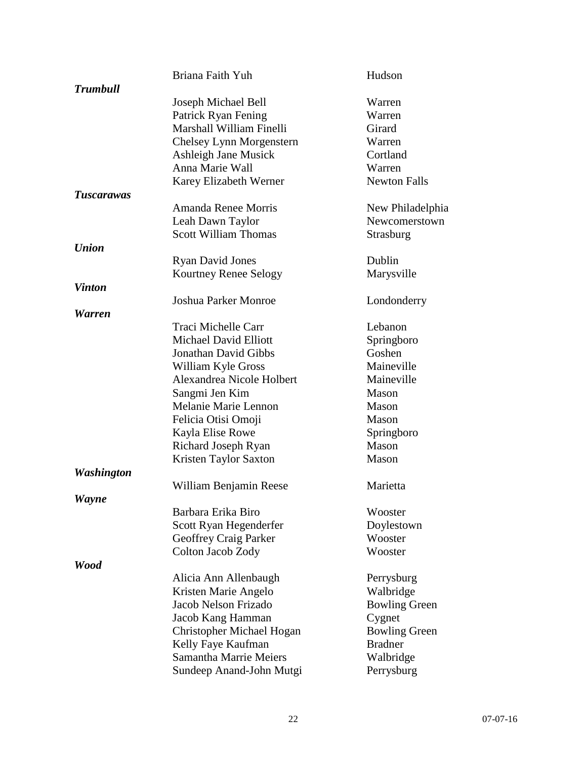| | | |
|---|---|---|
| | Briana Faith Yuh | Hudson |
| ***Trumbull*** | | |
| | Joseph Michael Bell | Warren |
| | Patrick Ryan Fening | Warren |
| | Marshall William Finelli | Girard |
| | Chelsey Lynn Morgenstern | Warren |
| | Ashleigh Jane Musick | Cortland |
| | Anna Marie Wall | Warren |
| | Karey Elizabeth Werner | Newton Falls |
| ***Tuscarawas*** | | |
| | Amanda Renee Morris | New Philadelphia |
| | Leah Dawn Taylor | Newcomerstown |
| | Scott William Thomas | Strasburg |
| ***Union*** | | |
| | Ryan David Jones | Dublin |
| | Kourtney Renee Selogy | Marysville |
| ***Vinton*** | | |
| | Joshua Parker Monroe | Londonderry |
| ***Warren*** | | |
| | Traci Michelle Carr | Lebanon |
| | Michael David Elliott | Springboro |
| | Jonathan David Gibbs | Goshen |
| | William Kyle Gross | Maineville |
| | Alexandrea Nicole Holbert | Maineville |
| | Sangmi Jen Kim | Mason |
| | Melanie Marie Lennon | Mason |
| | Felicia Otisi Omoji | Mason |
| | Kayla Elise Rowe | Springboro |
| | Richard Joseph Ryan | Mason |
| | Kristen Taylor Saxton | Mason |
| ***Washington*** | | |
| | William Benjamin Reese | Marietta |
| ***Wayne*** | | |
| | Barbara Erika Biro | Wooster |
| | Scott Ryan Hegenderfer | Doylestown |
| | Geoffrey Craig Parker | Wooster |
| | Colton Jacob Zody | Wooster |
| ***Wood*** | | |
| | Alicia Ann Allenbaugh | Perrysburg |
| | Kristen Marie Angelo | Walbridge |
| | Jacob Nelson Frizado | Bowling Green |
| | Jacob Kang Hamman | Cygnet |
| | Christopher Michael Hogan | Bowling Green |
| | Kelly Faye Kaufman | Bradner |
| | Samantha Marrie Meiers | Walbridge |
| | Sundeep Anand-John Mutgi | Perrysburg |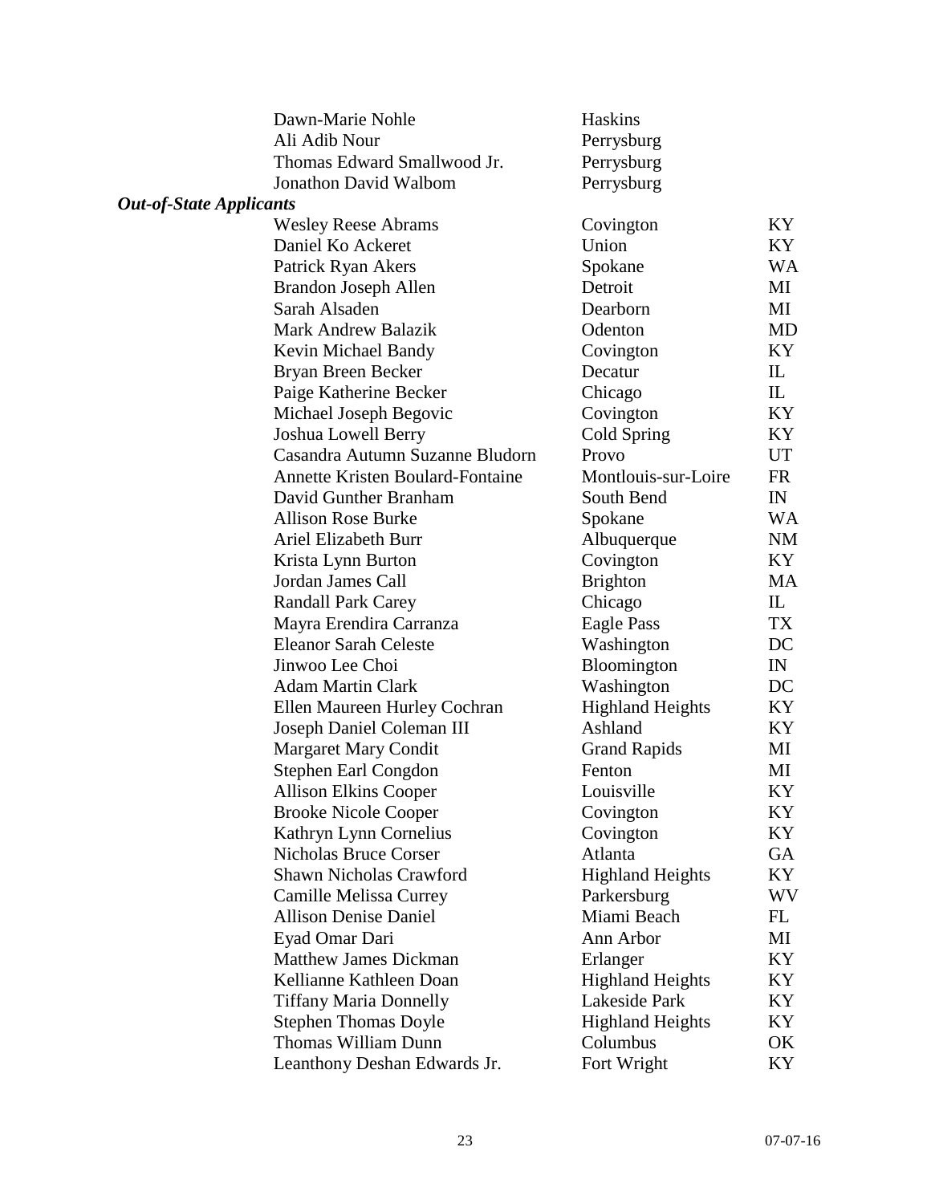| | | |
|---|---|---|
| Dawn-Marie Nohle | Haskins | |
| Ali Adib Nour | Perrysburg | |
| Thomas Edward Smallwood Jr. | Perrysburg | |
| Jonathon David Walbom | Perrysburg | |

***Out-of-State Applicants***

| | | |
|---|---|---|
| Wesley Reese Abrams | Covington | KY |
| Daniel Ko Ackeret | Union | KY |
| Patrick Ryan Akers | Spokane | WA |
| Brandon Joseph Allen | Detroit | MI |
| Sarah Alsaden | Dearborn | MI |
| Mark Andrew Balazik | Odenton | MD |
| Kevin Michael Bandy | Covington | KY |
| Bryan Breen Becker | Decatur | IL |
| Paige Katherine Becker | Chicago | IL |
| Michael Joseph Begovic | Covington | KY |
| Joshua Lowell Berry | Cold Spring | KY |
| Casandra Autumn Suzanne Bludorn | Provo | UT |
| Annette Kristen Boulard-Fontaine | Montlouis-sur-Loire | FR |
| David Gunther Branham | South Bend | IN |
| Allison Rose Burke | Spokane | WA |
| Ariel Elizabeth Burr | Albuquerque | NM |
| Krista Lynn Burton | Covington | KY |
| Jordan James Call | Brighton | MA |
| Randall Park Carey | Chicago | IL |
| Mayra Erendira Carranza | Eagle Pass | TX |
| Eleanor Sarah Celeste | Washington | DC |
| Jinwoo Lee Choi | Bloomington | IN |
| Adam Martin Clark | Washington | DC |
| Ellen Maureen Hurley Cochran | Highland Heights | KY |
| Joseph Daniel Coleman III | Ashland | KY |
| Margaret Mary Condit | Grand Rapids | MI |
| Stephen Earl Congdon | Fenton | MI |
| Allison Elkins Cooper | Louisville | KY |
| Brooke Nicole Cooper | Covington | KY |
| Kathryn Lynn Cornelius | Covington | KY |
| Nicholas Bruce Corser | Atlanta | GA |
| Shawn Nicholas Crawford | Highland Heights | KY |
| Camille Melissa Currey | Parkersburg | WV |
| Allison Denise Daniel | Miami Beach | FL |
| Eyad Omar Dari | Ann Arbor | MI |
| Matthew James Dickman | Erlanger | KY |
| Kellianne Kathleen Doan | Highland Heights | KY |
| Tiffany Maria Donnelly | Lakeside Park | KY |
| Stephen Thomas Doyle | Highland Heights | KY |
| Thomas William Dunn | Columbus | OK |
| Leanthony Deshan Edwards Jr. | Fort Wright | KY |

07-07-16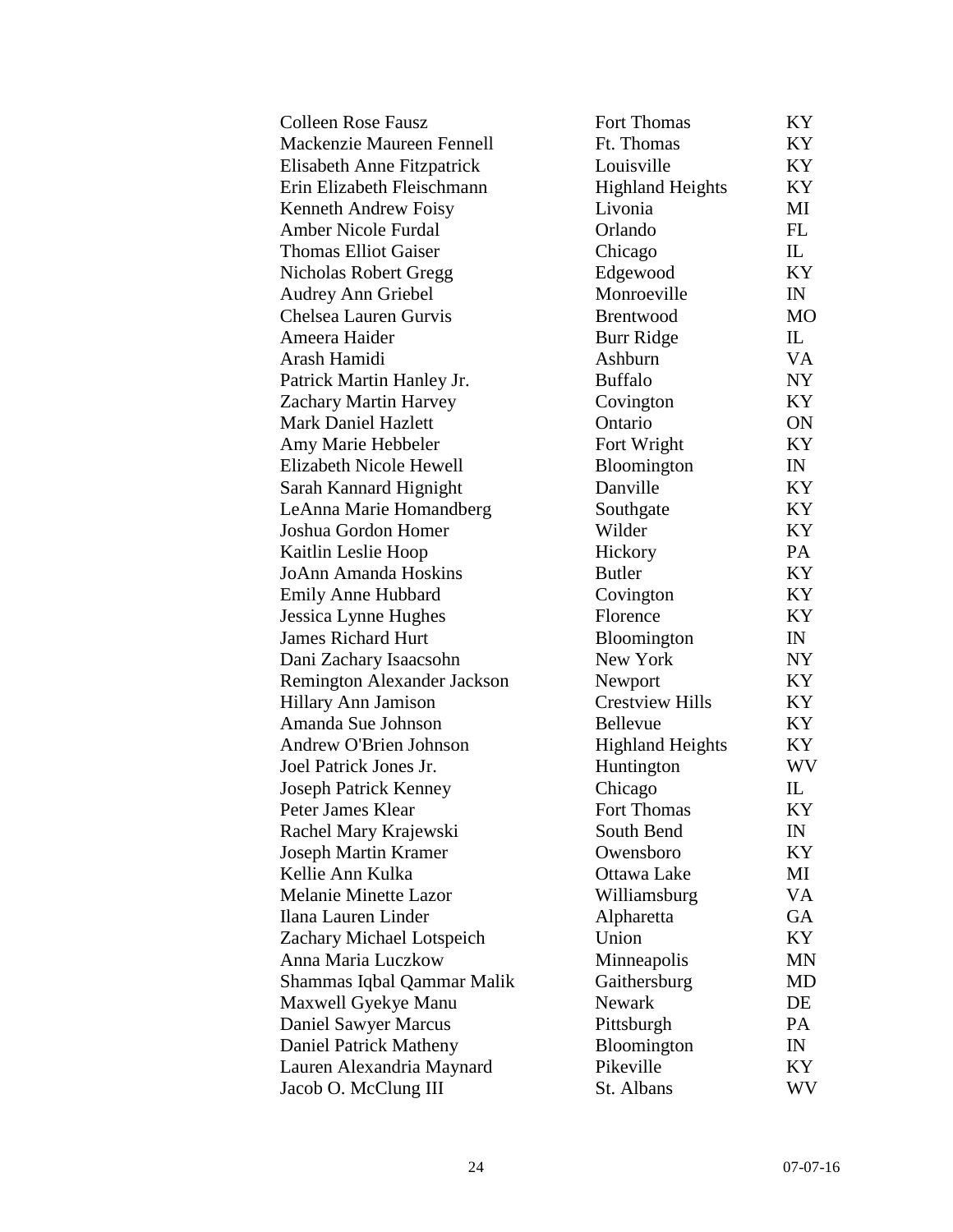| | | |
|---|---|---|
| Colleen Rose Fausz | Fort Thomas | KY |
| Mackenzie Maureen Fennell | Ft. Thomas | KY |
| Elisabeth Anne Fitzpatrick | Louisville | KY |
| Erin Elizabeth Fleischmann | Highland Heights | KY |
| Kenneth Andrew Foisy | Livonia | MI |
| Amber Nicole Furdal | Orlando | FL |
| Thomas Elliot Gaiser | Chicago | IL |
| Nicholas Robert Gregg | Edgewood | KY |
| Audrey Ann Griebel | Monroeville | IN |
| Chelsea Lauren Gurvis | Brentwood | MO |
| Ameera Haider | Burr Ridge | IL |
| Arash Hamidi | Ashburn | VA |
| Patrick Martin Hanley Jr. | Buffalo | NY |
| Zachary Martin Harvey | Covington | KY |
| Mark Daniel Hazlett | Ontario | ON |
| Amy Marie Hebbeler | Fort Wright | KY |
| Elizabeth Nicole Hewell | Bloomington | IN |
| Sarah Kannard Hignight | Danville | KY |
| LeAnna Marie Homandberg | Southgate | KY |
| Joshua Gordon Homer | Wilder | KY |
| Kaitlin Leslie Hoop | Hickory | PA |
| JoAnn Amanda Hoskins | Butler | KY |
| Emily Anne Hubbard | Covington | KY |
| Jessica Lynne Hughes | Florence | KY |
| James Richard Hurt | Bloomington | IN |
| Dani Zachary Isaacsohn | New York | NY |
| Remington Alexander Jackson | Newport | KY |
| Hillary Ann Jamison | Crestview Hills | KY |
| Amanda Sue Johnson | Bellevue | KY |
| Andrew O'Brien Johnson | Highland Heights | KY |
| Joel Patrick Jones Jr. | Huntington | WV |
| Joseph Patrick Kenney | Chicago | IL |
| Peter James Klear | Fort Thomas | KY |
| Rachel Mary Krajewski | South Bend | IN |
| Joseph Martin Kramer | Owensboro | KY |
| Kellie Ann Kulka | Ottawa Lake | MI |
| Melanie Minette Lazor | Williamsburg | VA |
| Ilana Lauren Linder | Alpharetta | GA |
| Zachary Michael Lotspeich | Union | KY |
| Anna Maria Luczkow | Minneapolis | MN |
| Shammas Iqbal Qammar Malik | Gaithersburg | MD |
| Maxwell Gyekye Manu | Newark | DE |
| Daniel Sawyer Marcus | Pittsburgh | PA |
| Daniel Patrick Matheny | Bloomington | IN |
| Lauren Alexandria Maynard | Pikeville | KY |
| Jacob O. McClung III | St. Albans | WV |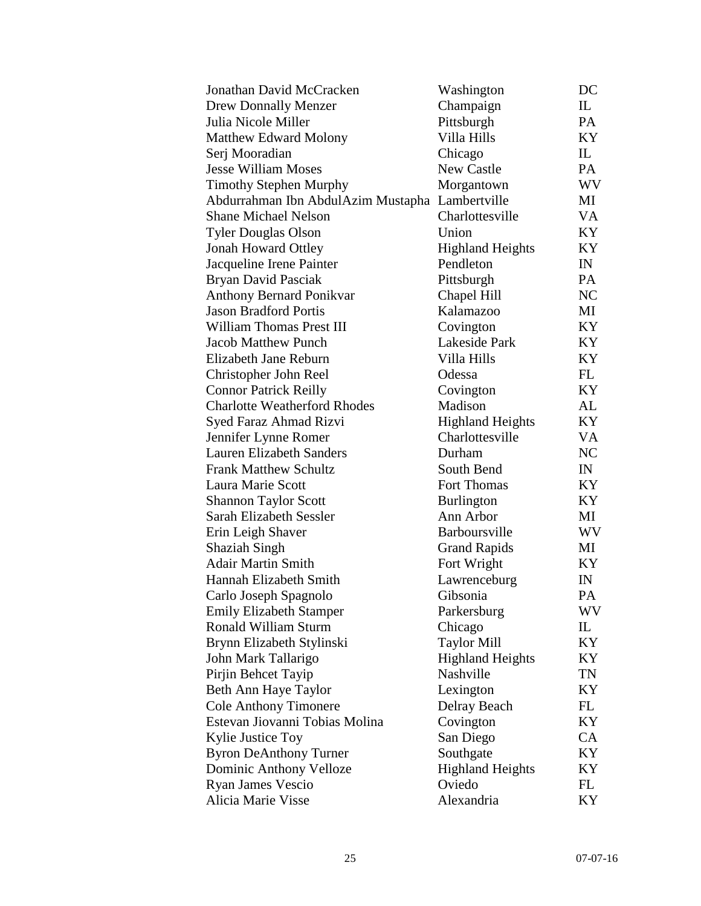| | | |
|---|---|---|
| Jonathan David McCracken | Washington | DC |
| Drew Donnally Menzer | Champaign | IL |
| Julia Nicole Miller | Pittsburgh | PA |
| Matthew Edward Molony | Villa Hills | KY |
| Serj Mooradian | Chicago | IL |
| Jesse William Moses | New Castle | PA |
| Timothy Stephen Murphy | Morgantown | WV |
| Abdurrahman Ibn AbdulAzim Mustapha | Lambertville | MI |
| Shane Michael Nelson | Charlottesville | VA |
| Tyler Douglas Olson | Union | KY |
| Jonah Howard Ottley | Highland Heights | KY |
| Jacqueline Irene Painter | Pendleton | IN |
| Bryan David Pasciak | Pittsburgh | PA |
| Anthony Bernard Ponikvar | Chapel Hill | NC |
| Jason Bradford Portis | Kalamazoo | MI |
| William Thomas Prest III | Covington | KY |
| Jacob Matthew Punch | Lakeside Park | KY |
| Elizabeth Jane Reburn | Villa Hills | KY |
| Christopher John Reel | Odessa | FL |
| Connor Patrick Reilly | Covington | KY |
| Charlotte Weatherford Rhodes | Madison | AL |
| Syed Faraz Ahmad Rizvi | Highland Heights | KY |
| Jennifer Lynne Romer | Charlottesville | VA |
| Lauren Elizabeth Sanders | Durham | NC |
| Frank Matthew Schultz | South Bend | IN |
| Laura Marie Scott | Fort Thomas | KY |
| Shannon Taylor Scott | Burlington | KY |
| Sarah Elizabeth Sessler | Ann Arbor | MI |
| Erin Leigh Shaver | Barboursville | WV |
| Shaziah Singh | Grand Rapids | MI |
| Adair Martin Smith | Fort Wright | KY |
| Hannah Elizabeth Smith | Lawrenceburg | IN |
| Carlo Joseph Spagnolo | Gibsonia | PA |
| Emily Elizabeth Stamper | Parkersburg | WV |
| Ronald William Sturm | Chicago | IL |
| Brynn Elizabeth Stylinski | Taylor Mill | KY |
| John Mark Tallarigo | Highland Heights | KY |
| Pirjin Behcet Tayip | Nashville | TN |
| Beth Ann Haye Taylor | Lexington | KY |
| Cole Anthony Timonere | Delray Beach | FL |
| Estevan Jiovanni Tobias Molina | Covington | KY |
| Kylie Justice Toy | San Diego | CA |
| Byron DeAnthony Turner | Southgate | KY |
| Dominic Anthony Velloze | Highland Heights | KY |
| Ryan James Vescio | Oviedo | FL |
| Alicia Marie Visse | Alexandria | KY |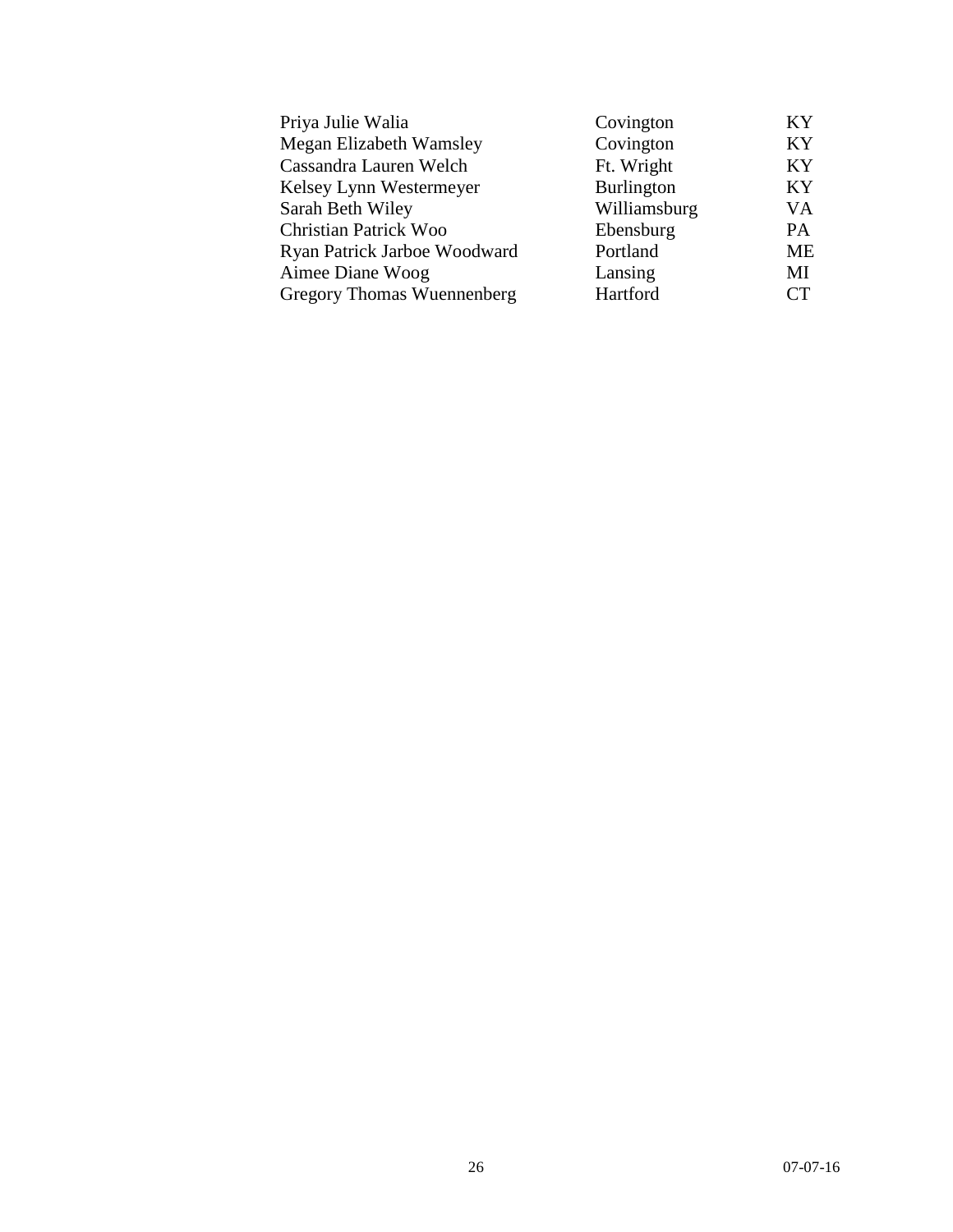| | | |
|---|---|---|
| Priya Julie Walia | Covington | KY |
| Megan Elizabeth Wamsley | Covington | KY |
| Cassandra Lauren Welch | Ft. Wright | KY |
| Kelsey Lynn Westermeyer | Burlington | KY |
| Sarah Beth Wiley | Williamsburg | VA |
| Christian Patrick Woo | Ebensburg | PA |
| Ryan Patrick Jarboe Woodward | Portland | ME |
| Aimee Diane Woog | Lansing | MI |
| Gregory Thomas Wuennenberg | Hartford | CT |